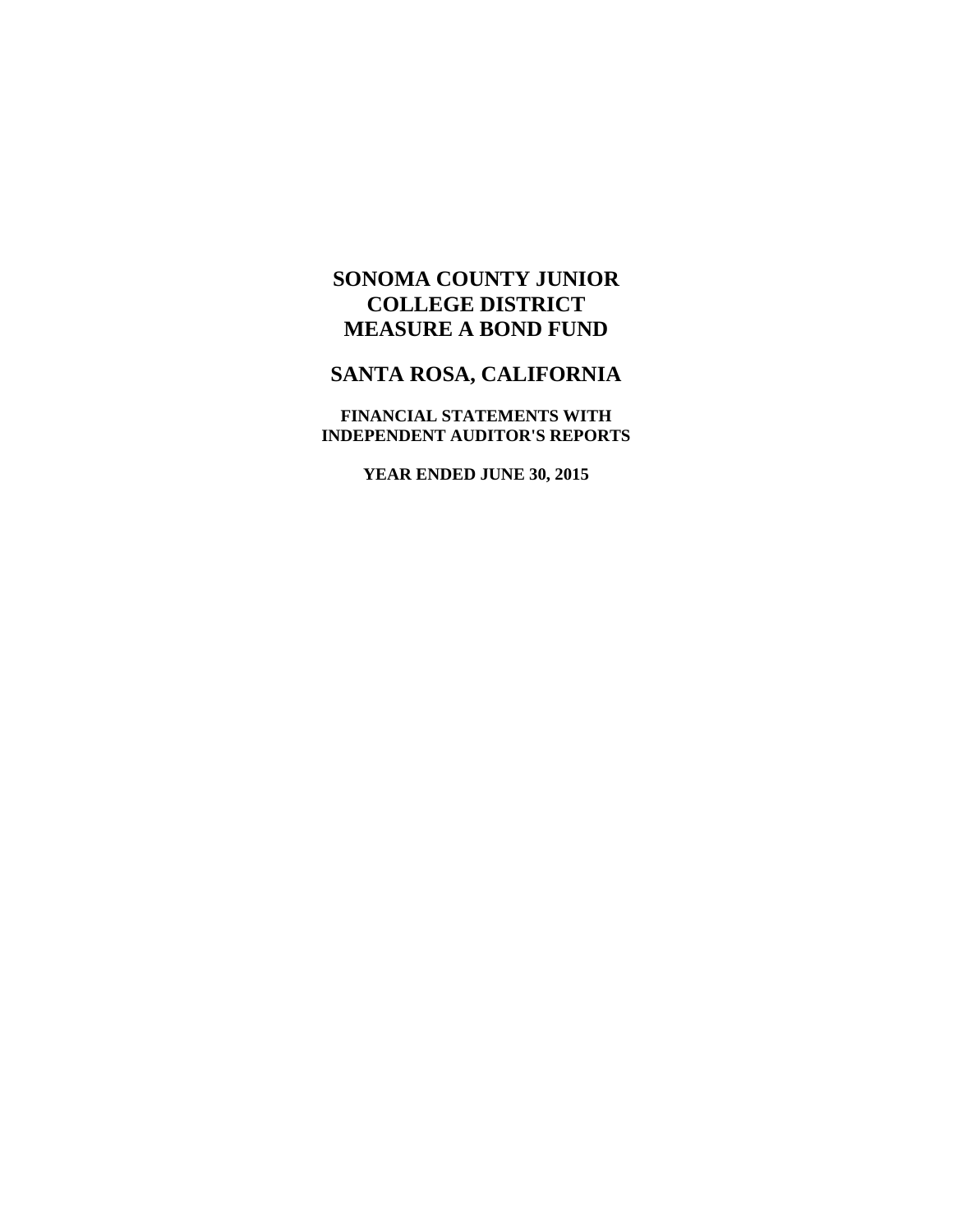# SONOMA COUNTY JUNIOR COLLEGE DISTRICT MEASURE A BOND FUND

## SANTA ROSA, CALIFORNIA

### FINANCIAL STATEMENTS WITH INDEPENDENT AUDITOR'S REPORTS

### YEAR ENDED JUNE 30, 2015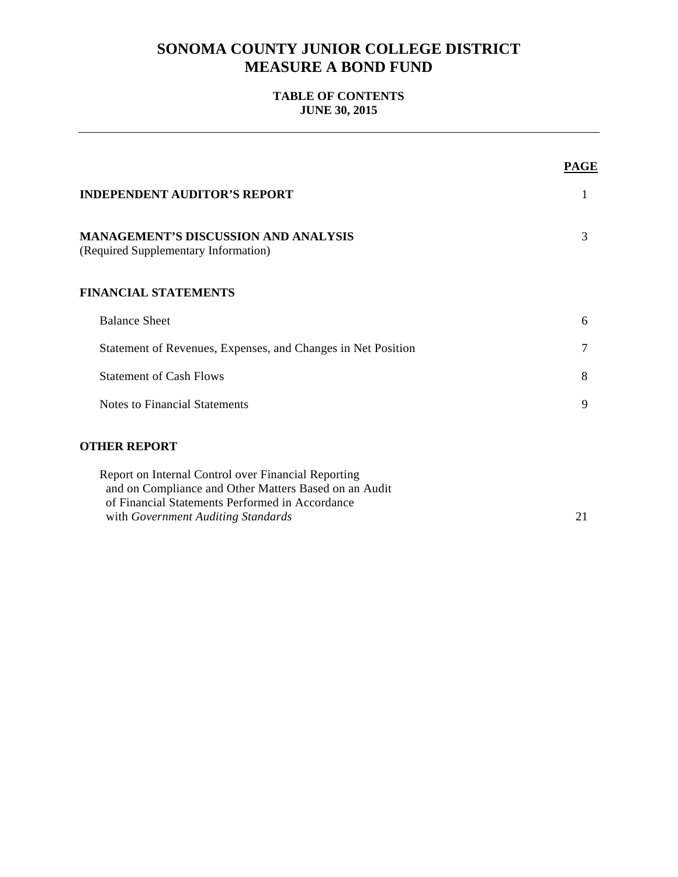# SONOMA COUNTY JUNIOR COLLEGE DISTRICT
# MEASURE A BOND FUND

### TABLE OF CONTENTS
### JUNE 30, 2015

| | PAGE |
|---|---|
| **INDEPENDENT AUDITOR'S REPORT** | 1 |
| **MANAGEMENT'S DISCUSSION AND ANALYSIS** (Required Supplementary Information) | 3 |
| **FINANCIAL STATEMENTS** | |
| Balance Sheet | 6 |
| Statement of Revenues, Expenses, and Changes in Net Position | 7 |
| Statement of Cash Flows | 8 |
| Notes to Financial Statements | 9 |
| **OTHER REPORT** | |
| Report on Internal Control over Financial Reporting and on Compliance and Other Matters Based on an Audit of Financial Statements Performed in Accordance with *Government Auditing Standards* | 21 |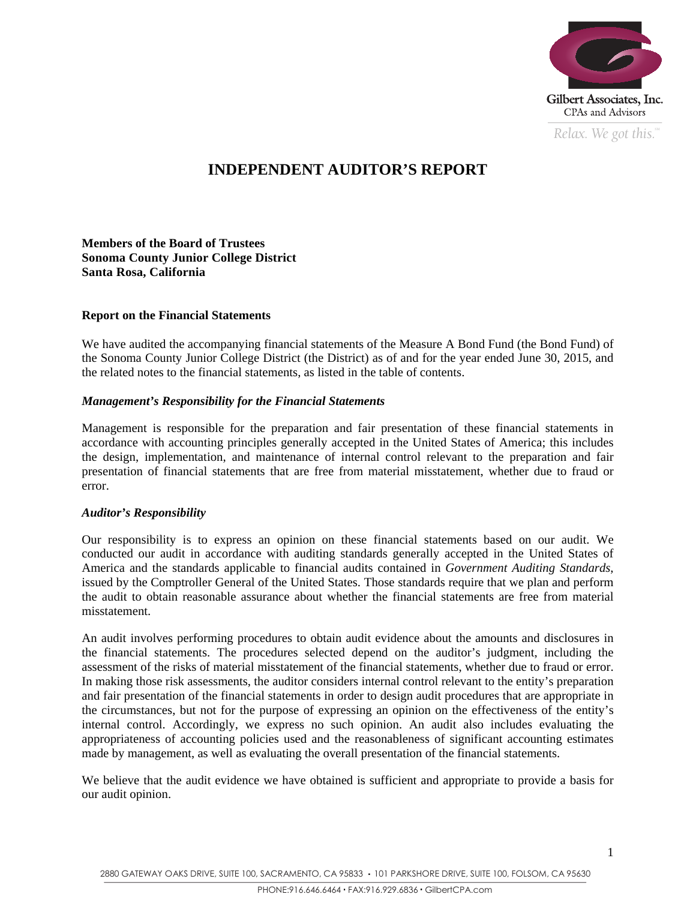Gilbert Associates, Inc.
CPAs and Advisors
*Relax. We got this.*℠

# INDEPENDENT AUDITOR'S REPORT

**Members of the Board of Trustees**
**Sonoma County Junior College District**
**Santa Rosa, California**

### Report on the Financial Statements

We have audited the accompanying financial statements of the Measure A Bond Fund (the Bond Fund) of the Sonoma County Junior College District (the District) as of and for the year ended June 30, 2015, and the related notes to the financial statements, as listed in the table of contents.

#### *Management's Responsibility for the Financial Statements*

Management is responsible for the preparation and fair presentation of these financial statements in accordance with accounting principles generally accepted in the United States of America; this includes the design, implementation, and maintenance of internal control relevant to the preparation and fair presentation of financial statements that are free from material misstatement, whether due to fraud or error.

#### *Auditor's Responsibility*

Our responsibility is to express an opinion on these financial statements based on our audit. We conducted our audit in accordance with auditing standards generally accepted in the United States of America and the standards applicable to financial audits contained in *Government Auditing Standards*, issued by the Comptroller General of the United States. Those standards require that we plan and perform the audit to obtain reasonable assurance about whether the financial statements are free from material misstatement.

An audit involves performing procedures to obtain audit evidence about the amounts and disclosures in the financial statements. The procedures selected depend on the auditor's judgment, including the assessment of the risks of material misstatement of the financial statements, whether due to fraud or error. In making those risk assessments, the auditor considers internal control relevant to the entity's preparation and fair presentation of the financial statements in order to design audit procedures that are appropriate in the circumstances, but not for the purpose of expressing an opinion on the effectiveness of the entity's internal control. Accordingly, we express no such opinion. An audit also includes evaluating the appropriateness of accounting policies used and the reasonableness of significant accounting estimates made by management, as well as evaluating the overall presentation of the financial statements.

We believe that the audit evidence we have obtained is sufficient and appropriate to provide a basis for our audit opinion.

2880 GATEWAY OAKS DRIVE, SUITE 100, SACRAMENTO, CA 95833 • 101 PARKSHORE DRIVE, SUITE 100, FOLSOM, CA 95630
PHONE:916.646.6464 • FAX:916.929.6836 • GilbertCPA.com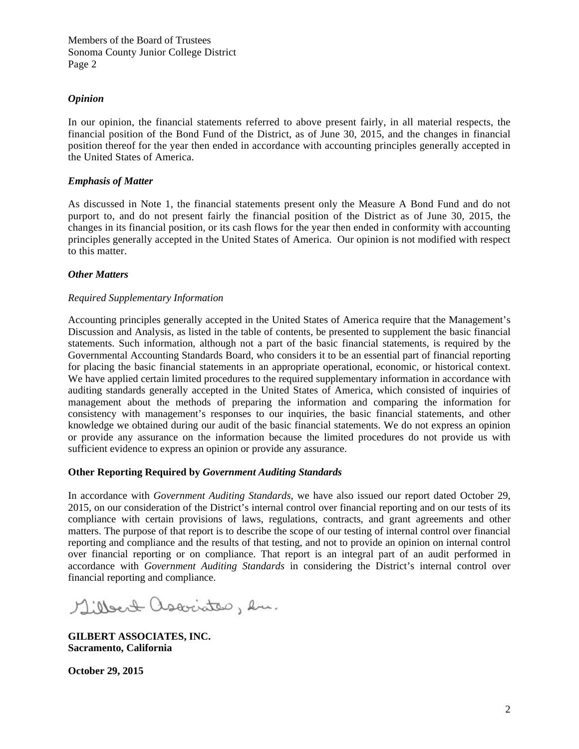Members of the Board of Trustees
Sonoma County Junior College District
Page 2

***Opinion***

In our opinion, the financial statements referred to above present fairly, in all material respects, the financial position of the Bond Fund of the District, as of June 30, 2015, and the changes in financial position thereof for the year then ended in accordance with accounting principles generally accepted in the United States of America.

***Emphasis of Matter***

As discussed in Note 1, the financial statements present only the Measure A Bond Fund and do not purport to, and do not present fairly the financial position of the District as of June 30, 2015, the changes in its financial position, or its cash flows for the year then ended in conformity with accounting principles generally accepted in the United States of America. Our opinion is not modified with respect to this matter.

***Other Matters***

*Required Supplementary Information*

Accounting principles generally accepted in the United States of America require that the Management's Discussion and Analysis, as listed in the table of contents, be presented to supplement the basic financial statements. Such information, although not a part of the basic financial statements, is required by the Governmental Accounting Standards Board, who considers it to be an essential part of financial reporting for placing the basic financial statements in an appropriate operational, economic, or historical context. We have applied certain limited procedures to the required supplementary information in accordance with auditing standards generally accepted in the United States of America, which consisted of inquiries of management about the methods of preparing the information and comparing the information for consistency with management's responses to our inquiries, the basic financial statements, and other knowledge we obtained during our audit of the basic financial statements. We do not express an opinion or provide any assurance on the information because the limited procedures do not provide us with sufficient evidence to express an opinion or provide any assurance.

**Other Reporting Required by *Government Auditing Standards***

In accordance with *Government Auditing Standards*, we have also issued our report dated October 29, 2015, on our consideration of the District's internal control over financial reporting and on our tests of its compliance with certain provisions of laws, regulations, contracts, and grant agreements and other matters. The purpose of that report is to describe the scope of our testing of internal control over financial reporting and compliance and the results of that testing, and not to provide an opinion on internal control over financial reporting or on compliance. That report is an integral part of an audit performed in accordance with *Government Auditing Standards* in considering the District's internal control over financial reporting and compliance.

Gilbert Associates, Inc.

**GILBERT ASSOCIATES, INC.**
**Sacramento, California**

**October 29, 2015**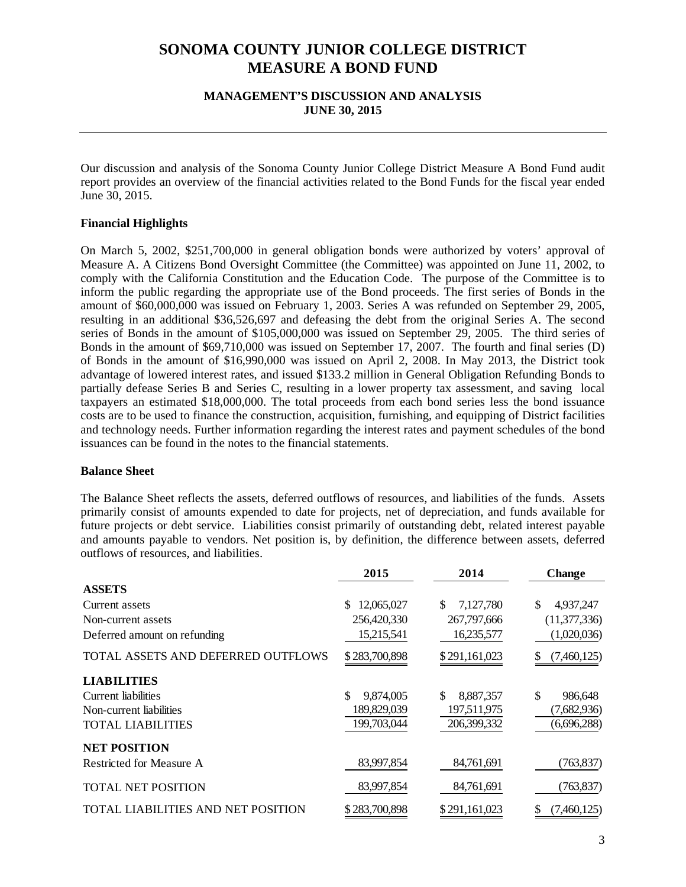# SONOMA COUNTY JUNIOR COLLEGE DISTRICT
# MEASURE A BOND FUND

### MANAGEMENT'S DISCUSSION AND ANALYSIS
### JUNE 30, 2015

Our discussion and analysis of the Sonoma County Junior College District Measure A Bond Fund audit report provides an overview of the financial activities related to the Bond Funds for the fiscal year ended June 30, 2015.

**Financial Highlights**

On March 5, 2002, $251,700,000 in general obligation bonds were authorized by voters' approval of Measure A. A Citizens Bond Oversight Committee (the Committee) was appointed on June 11, 2002, to comply with the California Constitution and the Education Code. The purpose of the Committee is to inform the public regarding the appropriate use of the Bond proceeds. The first series of Bonds in the amount of $60,000,000 was issued on February 1, 2003. Series A was refunded on September 29, 2005, resulting in an additional $36,526,697 and defeasing the debt from the original Series A. The second series of Bonds in the amount of $105,000,000 was issued on September 29, 2005. The third series of Bonds in the amount of $69,710,000 was issued on September 17, 2007. The fourth and final series (D) of Bonds in the amount of $16,990,000 was issued on April 2, 2008. In May 2013, the District took advantage of lowered interest rates, and issued $133.2 million in General Obligation Refunding Bonds to partially defease Series B and Series C, resulting in a lower property tax assessment, and saving local taxpayers an estimated $18,000,000. The total proceeds from each bond series less the bond issuance costs are to be used to finance the construction, acquisition, furnishing, and equipping of District facilities and technology needs. Further information regarding the interest rates and payment schedules of the bond issuances can be found in the notes to the financial statements.

**Balance Sheet**

The Balance Sheet reflects the assets, deferred outflows of resources, and liabilities of the funds. Assets primarily consist of amounts expended to date for projects, net of depreciation, and funds available for future projects or debt service. Liabilities consist primarily of outstanding debt, related interest payable and amounts payable to vendors. Net position is, by definition, the difference between assets, deferred outflows of resources, and liabilities.

| | 2015 | 2014 | Change |
|---|---|---|---|
| **ASSETS** | | | |
| Current assets | $ 12,065,027 | $ 7,127,780 | $ 4,937,247 |
| Non-current assets | 256,420,330 | 267,797,666 | (11,377,336) |
| Deferred amount on refunding | 15,215,541 | 16,235,577 | (1,020,036) |
| TOTAL ASSETS AND DEFERRED OUTFLOWS | $ 283,700,898 | $ 291,161,023 | $ (7,460,125) |
| **LIABILITIES** | | | |
| Current liabilities | $ 9,874,005 | $ 8,887,357 | $ 986,648 |
| Non-current liabilities | 189,829,039 | 197,511,975 | (7,682,936) |
| TOTAL LIABILITIES | 199,703,044 | 206,399,332 | (6,696,288) |
| **NET POSITION** | | | |
| Restricted for Measure A | 83,997,854 | 84,761,691 | (763,837) |
| TOTAL NET POSITION | 83,997,854 | 84,761,691 | (763,837) |
| TOTAL LIABILITIES AND NET POSITION | $ 283,700,898 | $ 291,161,023 | $ (7,460,125) |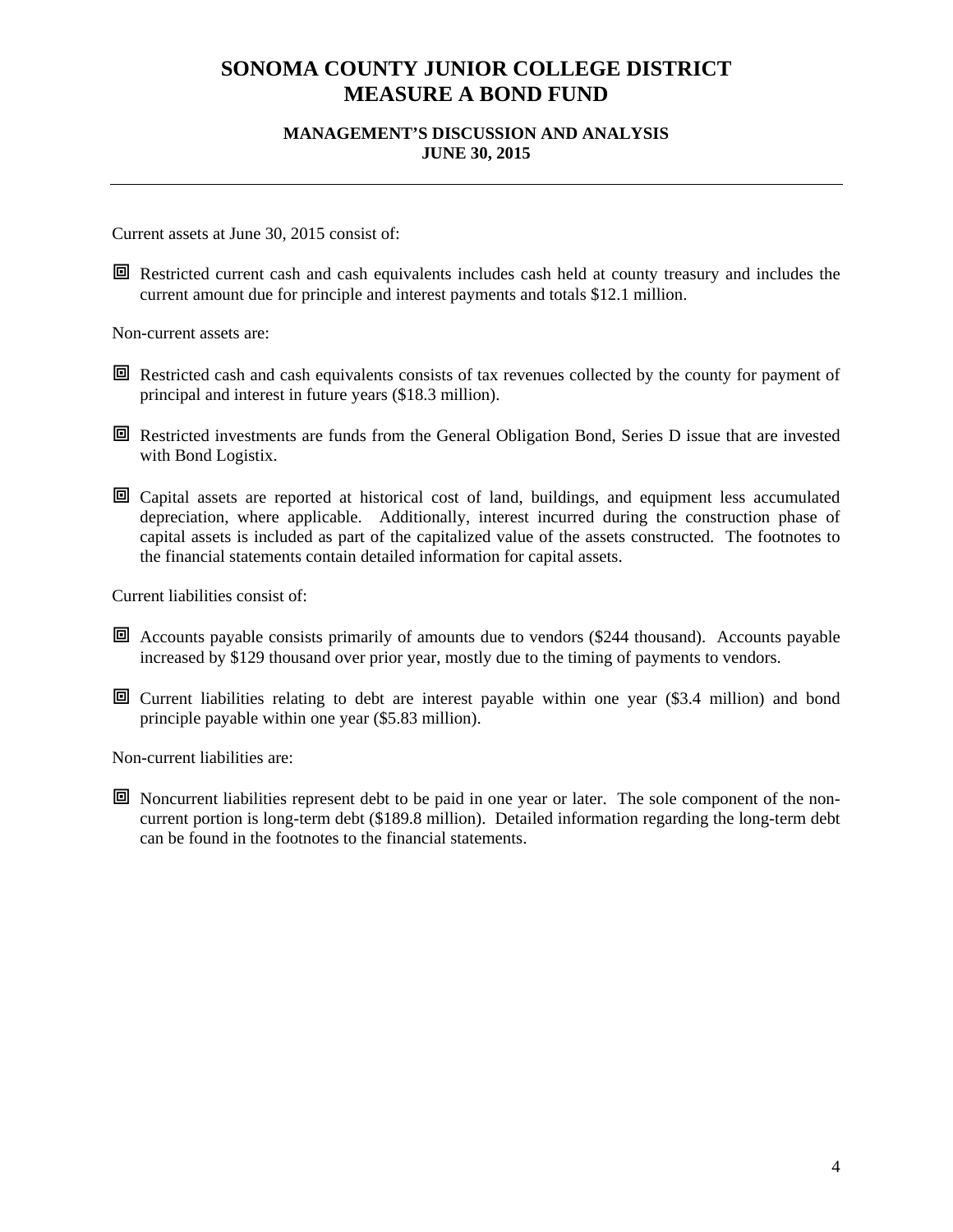# SONOMA COUNTY JUNIOR COLLEGE DISTRICT
# MEASURE A BOND FUND

### MANAGEMENT'S DISCUSSION AND ANALYSIS
### JUNE 30, 2015

---

Current assets at June 30, 2015 consist of:

- Restricted current cash and cash equivalents includes cash held at county treasury and includes the current amount due for principle and interest payments and totals $12.1 million.

Non-current assets are:

- Restricted cash and cash equivalents consists of tax revenues collected by the county for payment of principal and interest in future years ($18.3 million).
- Restricted investments are funds from the General Obligation Bond, Series D issue that are invested with Bond Logistix.
- Capital assets are reported at historical cost of land, buildings, and equipment less accumulated depreciation, where applicable. Additionally, interest incurred during the construction phase of capital assets is included as part of the capitalized value of the assets constructed. The footnotes to the financial statements contain detailed information for capital assets.

Current liabilities consist of:

- Accounts payable consists primarily of amounts due to vendors ($244 thousand). Accounts payable increased by $129 thousand over prior year, mostly due to the timing of payments to vendors.
- Current liabilities relating to debt are interest payable within one year ($3.4 million) and bond principle payable within one year ($5.83 million).

Non-current liabilities are:

- Noncurrent liabilities represent debt to be paid in one year or later. The sole component of the non-current portion is long-term debt ($189.8 million). Detailed information regarding the long-term debt can be found in the footnotes to the financial statements.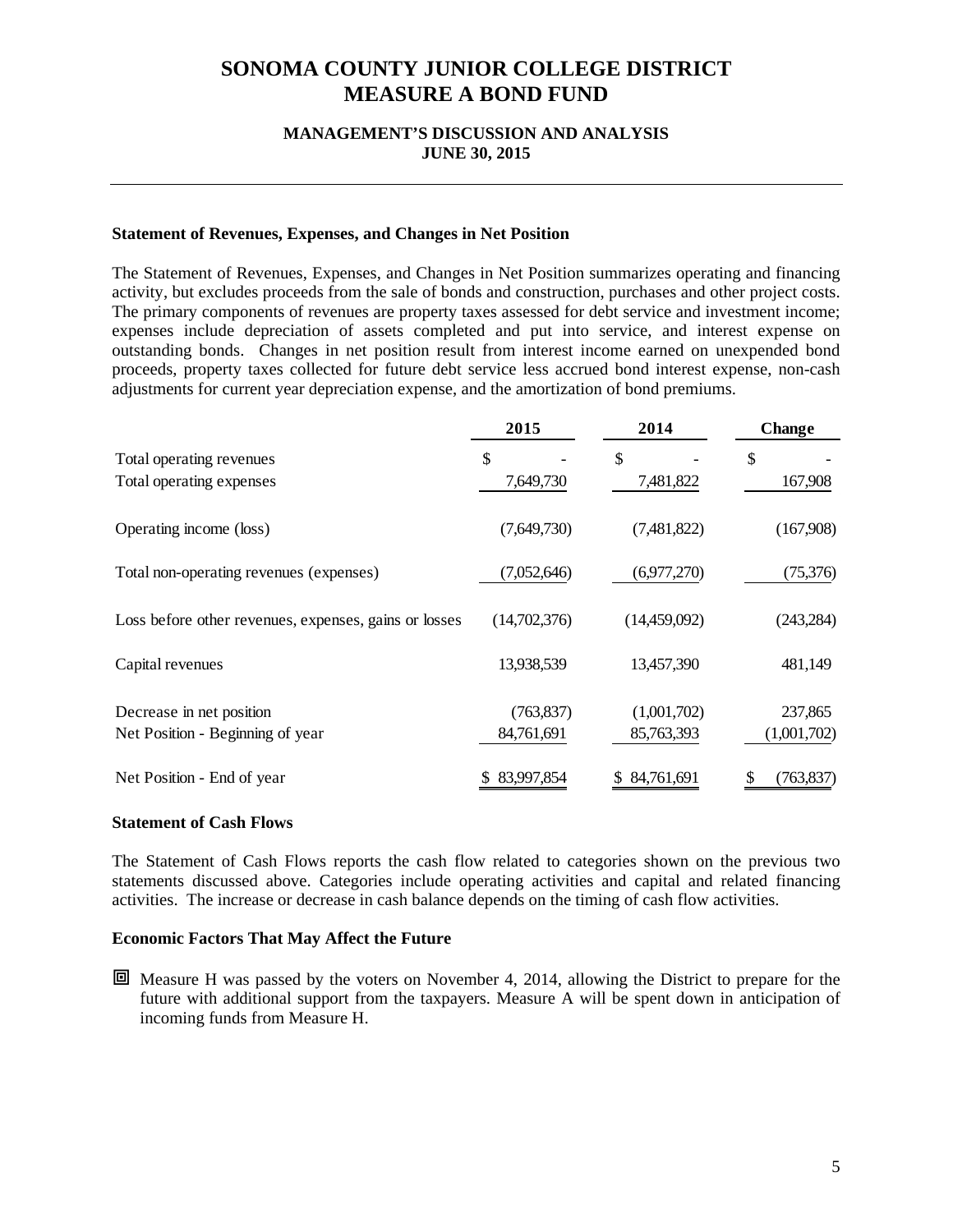# SONOMA COUNTY JUNIOR COLLEGE DISTRICT
# MEASURE A BOND FUND

### MANAGEMENT'S DISCUSSION AND ANALYSIS
### JUNE 30, 2015

**Statement of Revenues, Expenses, and Changes in Net Position**

The Statement of Revenues, Expenses, and Changes in Net Position summarizes operating and financing activity, but excludes proceeds from the sale of bonds and construction, purchases and other project costs. The primary components of revenues are property taxes assessed for debt service and investment income; expenses include depreciation of assets completed and put into service, and interest expense on outstanding bonds. Changes in net position result from interest income earned on unexpended bond proceeds, property taxes collected for future debt service less accrued bond interest expense, non-cash adjustments for current year depreciation expense, and the amortization of bond premiums.

| | 2015 | 2014 | Change |
|---|---|---|---|
| Total operating revenues | $ - | $ - | $ - |
| Total operating expenses | 7,649,730 | 7,481,822 | 167,908 |
| Operating income (loss) | (7,649,730) | (7,481,822) | (167,908) |
| Total non-operating revenues (expenses) | (7,052,646) | (6,977,270) | (75,376) |
| Loss before other revenues, expenses, gains or losses | (14,702,376) | (14,459,092) | (243,284) |
| Capital revenues | 13,938,539 | 13,457,390 | 481,149 |
| Decrease in net position | (763,837) | (1,001,702) | 237,865 |
| Net Position - Beginning of year | 84,761,691 | 85,763,393 | (1,001,702) |
| Net Position - End of year | $ 83,997,854 | $ 84,761,691 | $ (763,837) |

**Statement of Cash Flows**

The Statement of Cash Flows reports the cash flow related to categories shown on the previous two statements discussed above. Categories include operating activities and capital and related financing activities. The increase or decrease in cash balance depends on the timing of cash flow activities.

**Economic Factors That May Affect the Future**

- Measure H was passed by the voters on November 4, 2014, allowing the District to prepare for the future with additional support from the taxpayers. Measure A will be spent down in anticipation of incoming funds from Measure H.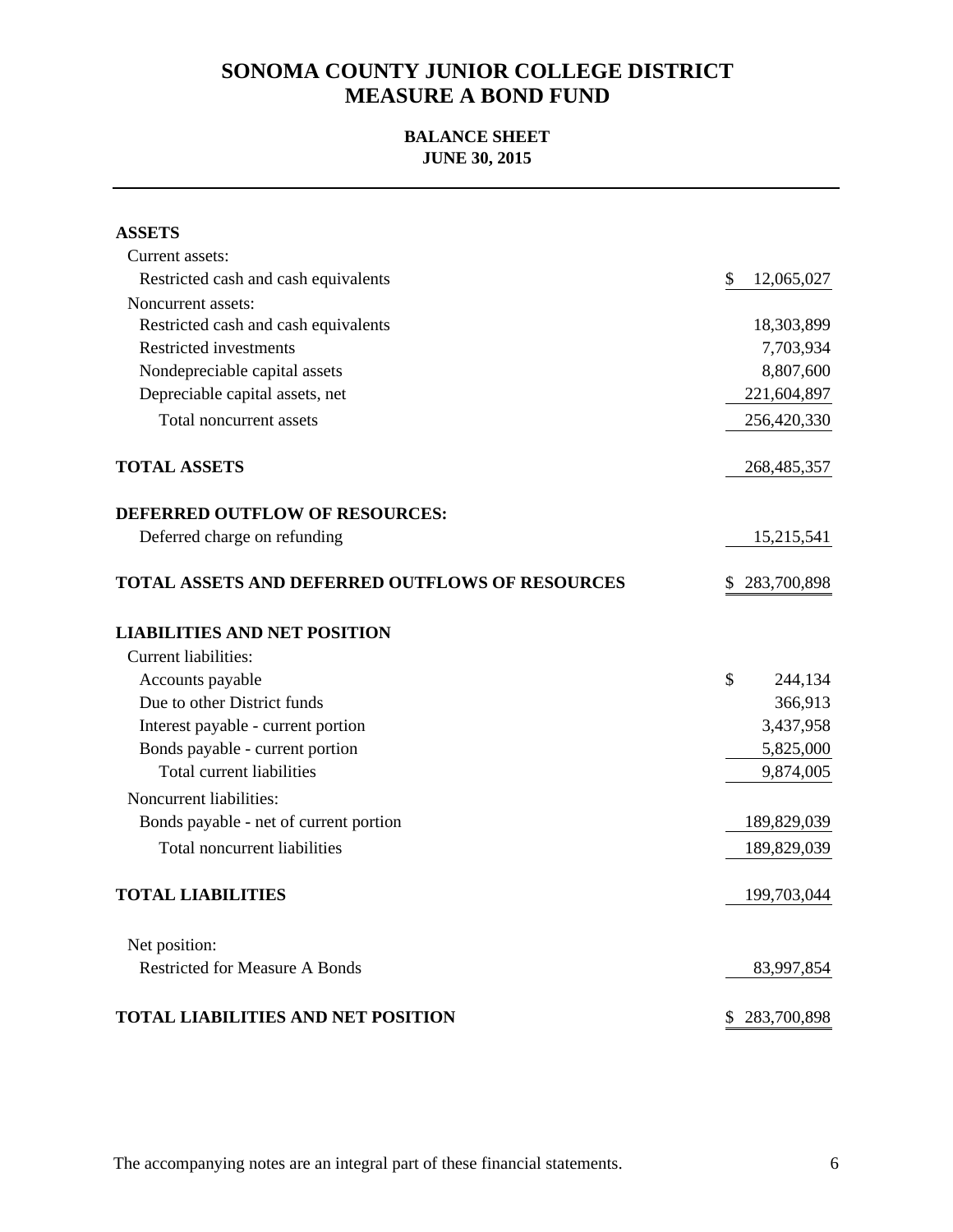# SONOMA COUNTY JUNIOR COLLEGE DISTRICT
# MEASURE A BOND FUND

## BALANCE SHEET
## JUNE 30, 2015

| | |
|---|---|
| **ASSETS** | |
| Current assets: | |
| Restricted cash and cash equivalents | $ 12,065,027 |
| Noncurrent assets: | |
| Restricted cash and cash equivalents | 18,303,899 |
| Restricted investments | 7,703,934 |
| Nondepreciable capital assets | 8,807,600 |
| Depreciable capital assets, net | 221,604,897 |
| Total noncurrent assets | 256,420,330 |
| **TOTAL ASSETS** | 268,485,357 |
| **DEFERRED OUTFLOW OF RESOURCES:** | |
| Deferred charge on refunding | 15,215,541 |
| **TOTAL ASSETS AND DEFERRED OUTFLOWS OF RESOURCES** | $ 283,700,898 |
| **LIABILITIES AND NET POSITION** | |
| Current liabilities: | |
| Accounts payable | $ 244,134 |
| Due to other District funds | 366,913 |
| Interest payable - current portion | 3,437,958 |
| Bonds payable - current portion | 5,825,000 |
| Total current liabilities | 9,874,005 |
| Noncurrent liabilities: | |
| Bonds payable - net of current portion | 189,829,039 |
| Total noncurrent liabilities | 189,829,039 |
| **TOTAL LIABILITIES** | 199,703,044 |
| Net position: | |
| Restricted for Measure A Bonds | 83,997,854 |
| **TOTAL LIABILITIES AND NET POSITION** | $ 283,700,898 |

The accompanying notes are an integral part of these financial statements.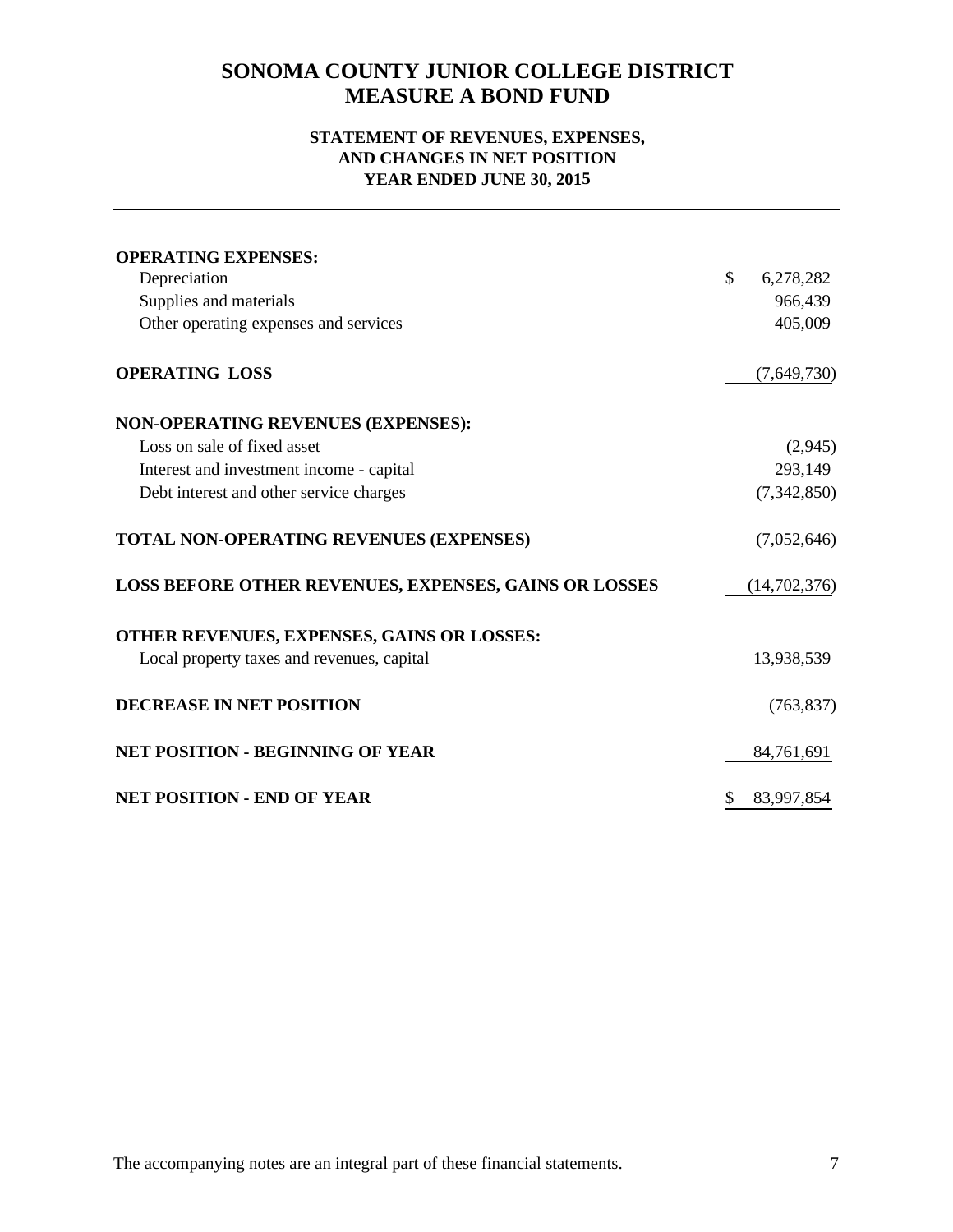# SONOMA COUNTY JUNIOR COLLEGE DISTRICT
# MEASURE A BOND FUND

### STATEMENT OF REVENUES, EXPENSES, AND CHANGES IN NET POSITION
### YEAR ENDED JUNE 30, 2015

| | |
|---|---|
| **OPERATING EXPENSES:** | |
| Depreciation | $ 6,278,282 |
| Supplies and materials | 966,439 |
| Other operating expenses and services | 405,009 |
| **OPERATING LOSS** | (7,649,730) |
| **NON-OPERATING REVENUES (EXPENSES):** | |
| Loss on sale of fixed asset | (2,945) |
| Interest and investment income - capital | 293,149 |
| Debt interest and other service charges | (7,342,850) |
| **TOTAL NON-OPERATING REVENUES (EXPENSES)** | (7,052,646) |
| **LOSS BEFORE OTHER REVENUES, EXPENSES, GAINS OR LOSSES** | (14,702,376) |
| **OTHER REVENUES, EXPENSES, GAINS OR LOSSES:** | |
| Local property taxes and revenues, capital | 13,938,539 |
| **DECREASE IN NET POSITION** | (763,837) |
| **NET POSITION - BEGINNING OF YEAR** | 84,761,691 |
| **NET POSITION - END OF YEAR** | $ 83,997,854 |

The accompanying notes are an integral part of these financial statements.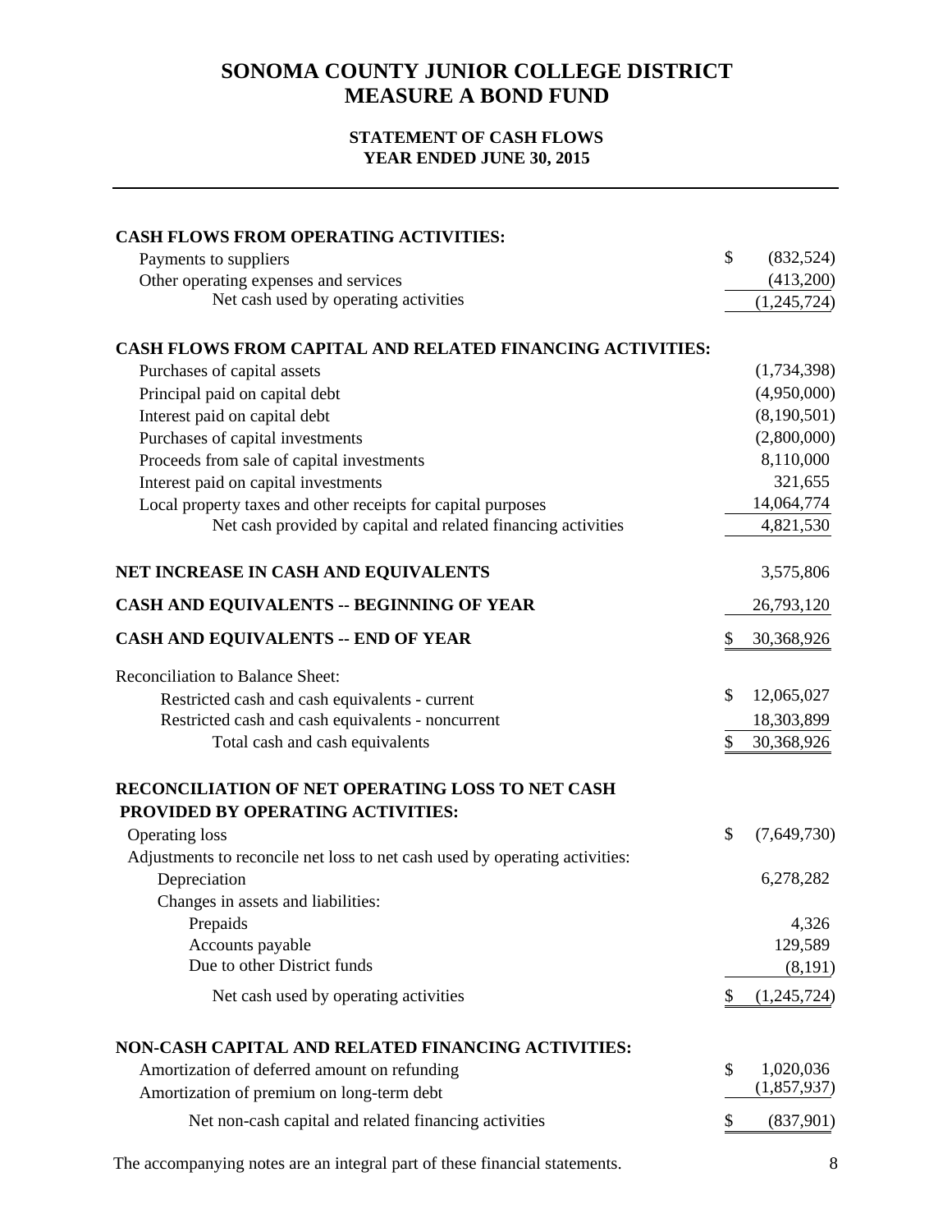# SONOMA COUNTY JUNIOR COLLEGE DISTRICT
# MEASURE A BOND FUND

### STATEMENT OF CASH FLOWS
### YEAR ENDED JUNE 30, 2015

| | |
|---|---|
| **CASH FLOWS FROM OPERATING ACTIVITIES:** | |
| Payments to suppliers | $ (832,524) |
| Other operating expenses and services | (413,200) |
| Net cash used by operating activities | (1,245,724) |
| | |
| **CASH FLOWS FROM CAPITAL AND RELATED FINANCING ACTIVITIES:** | |
| Purchases of capital assets | (1,734,398) |
| Principal paid on capital debt | (4,950,000) |
| Interest paid on capital debt | (8,190,501) |
| Purchases of capital investments | (2,800,000) |
| Proceeds from sale of capital investments | 8,110,000 |
| Interest paid on capital investments | 321,655 |
| Local property taxes and other receipts for capital purposes | 14,064,774 |
| Net cash provided by capital and related financing activities | 4,821,530 |
| | |
| **NET INCREASE IN CASH AND EQUIVALENTS** | 3,575,806 |
| **CASH AND EQUIVALENTS -- BEGINNING OF YEAR** | 26,793,120 |
| **CASH AND EQUIVALENTS -- END OF YEAR** | $ 30,368,926 |
| | |
| Reconciliation to Balance Sheet: | |
| Restricted cash and cash equivalents - current | $ 12,065,027 |
| Restricted cash and cash equivalents - noncurrent | 18,303,899 |
| Total cash and cash equivalents | $ 30,368,926 |
| | |
| **RECONCILIATION OF NET OPERATING LOSS TO NET CASH PROVIDED BY OPERATING ACTIVITIES:** | |
| Operating loss | $ (7,649,730) |
| Adjustments to reconcile net loss to net cash used by operating activities: | |
| Depreciation | 6,278,282 |
| Changes in assets and liabilities: | |
| Prepaids | 4,326 |
| Accounts payable | 129,589 |
| Due to other District funds | (8,191) |
| Net cash used by operating activities | $ (1,245,724) |
| | |
| **NON-CASH CAPITAL AND RELATED FINANCING ACTIVITIES:** | |
| Amortization of deferred amount on refunding | $ 1,020,036 |
| Amortization of premium on long-term debt | (1,857,937) |
| Net non-cash capital and related financing activities | $ (837,901) |

The accompanying notes are an integral part of these financial statements.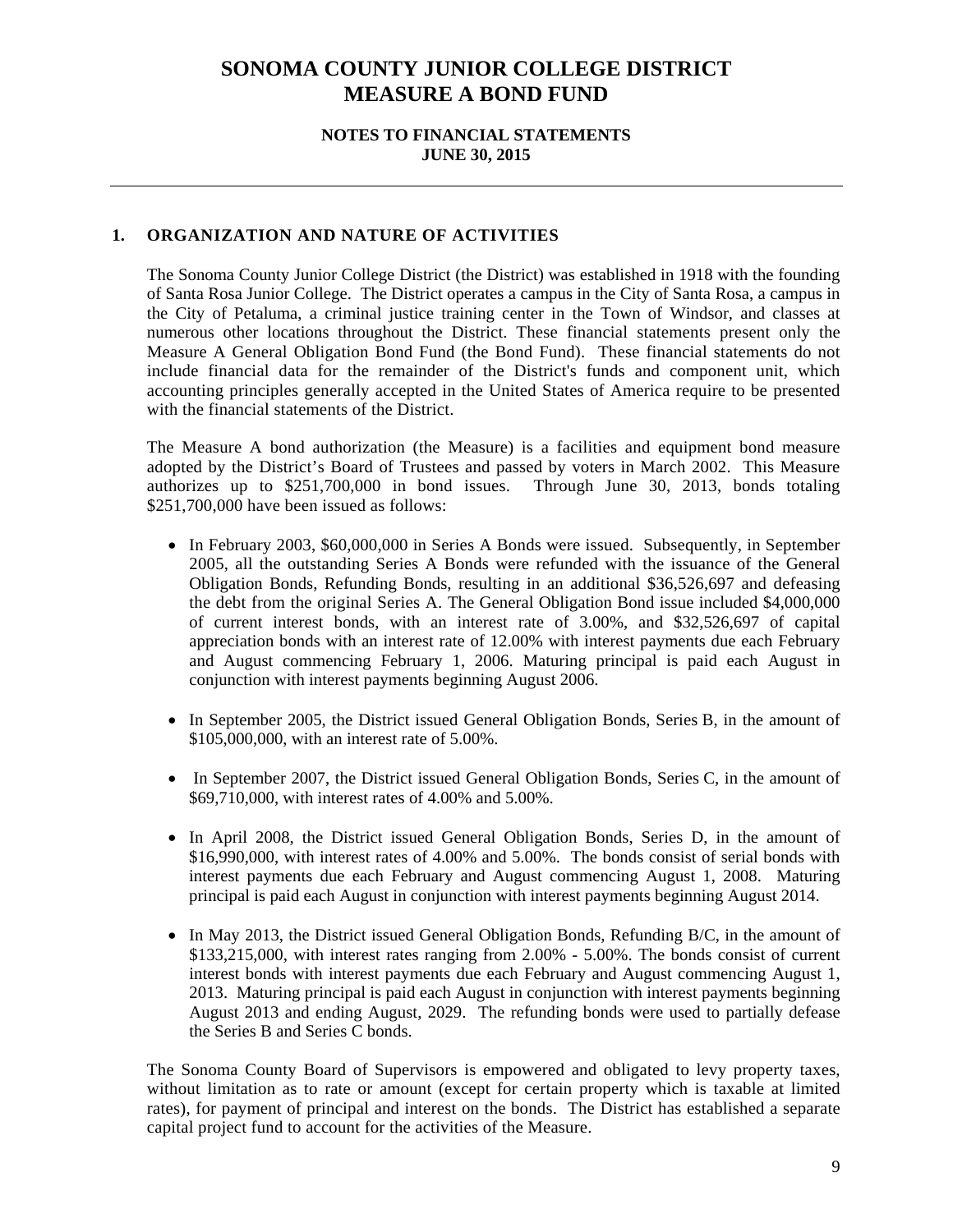# SONOMA COUNTY JUNIOR COLLEGE DISTRICT
# MEASURE A BOND FUND

**NOTES TO FINANCIAL STATEMENTS**
**JUNE 30, 2015**

---

## 1. ORGANIZATION AND NATURE OF ACTIVITIES

The Sonoma County Junior College District (the District) was established in 1918 with the founding of Santa Rosa Junior College. The District operates a campus in the City of Santa Rosa, a campus in the City of Petaluma, a criminal justice training center in the Town of Windsor, and classes at numerous other locations throughout the District. These financial statements present only the Measure A General Obligation Bond Fund (the Bond Fund). These financial statements do not include financial data for the remainder of the District's funds and component unit, which accounting principles generally accepted in the United States of America require to be presented with the financial statements of the District.

The Measure A bond authorization (the Measure) is a facilities and equipment bond measure adopted by the District's Board of Trustees and passed by voters in March 2002. This Measure authorizes up to $251,700,000 in bond issues. Through June 30, 2013, bonds totaling $251,700,000 have been issued as follows:

- In February 2003, $60,000,000 in Series A Bonds were issued. Subsequently, in September 2005, all the outstanding Series A Bonds were refunded with the issuance of the General Obligation Bonds, Refunding Bonds, resulting in an additional $36,526,697 and defeasing the debt from the original Series A. The General Obligation Bond issue included $4,000,000 of current interest bonds, with an interest rate of 3.00%, and $32,526,697 of capital appreciation bonds with an interest rate of 12.00% with interest payments due each February and August commencing February 1, 2006. Maturing principal is paid each August in conjunction with interest payments beginning August 2006.

- In September 2005, the District issued General Obligation Bonds, Series B, in the amount of $105,000,000, with an interest rate of 5.00%.

- In September 2007, the District issued General Obligation Bonds, Series C, in the amount of $69,710,000, with interest rates of 4.00% and 5.00%.

- In April 2008, the District issued General Obligation Bonds, Series D, in the amount of $16,990,000, with interest rates of 4.00% and 5.00%. The bonds consist of serial bonds with interest payments due each February and August commencing August 1, 2008. Maturing principal is paid each August in conjunction with interest payments beginning August 2014.

- In May 2013, the District issued General Obligation Bonds, Refunding B/C, in the amount of $133,215,000, with interest rates ranging from 2.00% - 5.00%. The bonds consist of current interest bonds with interest payments due each February and August commencing August 1, 2013. Maturing principal is paid each August in conjunction with interest payments beginning August 2013 and ending August, 2029. The refunding bonds were used to partially defease the Series B and Series C bonds.

The Sonoma County Board of Supervisors is empowered and obligated to levy property taxes, without limitation as to rate or amount (except for certain property which is taxable at limited rates), for payment of principal and interest on the bonds. The District has established a separate capital project fund to account for the activities of the Measure.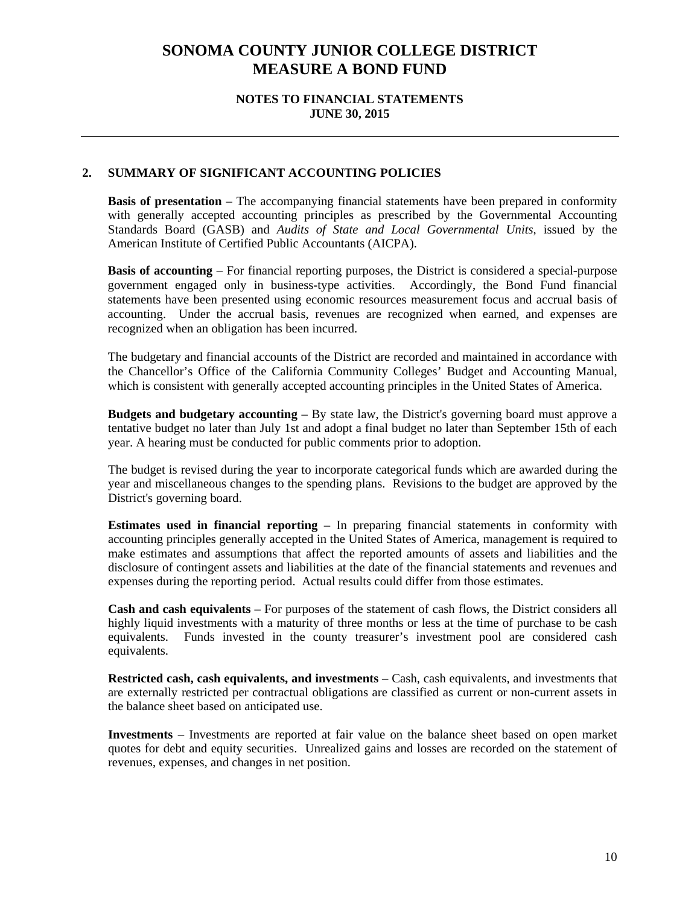# SONOMA COUNTY JUNIOR COLLEGE DISTRICT
# MEASURE A BOND FUND

## NOTES TO FINANCIAL STATEMENTS
## JUNE 30, 2015

### 2. SUMMARY OF SIGNIFICANT ACCOUNTING POLICIES

**Basis of presentation** – The accompanying financial statements have been prepared in conformity with generally accepted accounting principles as prescribed by the Governmental Accounting Standards Board (GASB) and *Audits of State and Local Governmental Units*, issued by the American Institute of Certified Public Accountants (AICPA).

**Basis of accounting** – For financial reporting purposes, the District is considered a special-purpose government engaged only in business-type activities. Accordingly, the Bond Fund financial statements have been presented using economic resources measurement focus and accrual basis of accounting. Under the accrual basis, revenues are recognized when earned, and expenses are recognized when an obligation has been incurred.

The budgetary and financial accounts of the District are recorded and maintained in accordance with the Chancellor's Office of the California Community Colleges' Budget and Accounting Manual, which is consistent with generally accepted accounting principles in the United States of America.

**Budgets and budgetary accounting** – By state law, the District's governing board must approve a tentative budget no later than July 1st and adopt a final budget no later than September 15th of each year. A hearing must be conducted for public comments prior to adoption.

The budget is revised during the year to incorporate categorical funds which are awarded during the year and miscellaneous changes to the spending plans. Revisions to the budget are approved by the District's governing board.

**Estimates used in financial reporting** – In preparing financial statements in conformity with accounting principles generally accepted in the United States of America, management is required to make estimates and assumptions that affect the reported amounts of assets and liabilities and the disclosure of contingent assets and liabilities at the date of the financial statements and revenues and expenses during the reporting period. Actual results could differ from those estimates.

**Cash and cash equivalents** – For purposes of the statement of cash flows, the District considers all highly liquid investments with a maturity of three months or less at the time of purchase to be cash equivalents. Funds invested in the county treasurer's investment pool are considered cash equivalents.

**Restricted cash, cash equivalents, and investments** – Cash, cash equivalents, and investments that are externally restricted per contractual obligations are classified as current or non-current assets in the balance sheet based on anticipated use.

**Investments** – Investments are reported at fair value on the balance sheet based on open market quotes for debt and equity securities. Unrealized gains and losses are recorded on the statement of revenues, expenses, and changes in net position.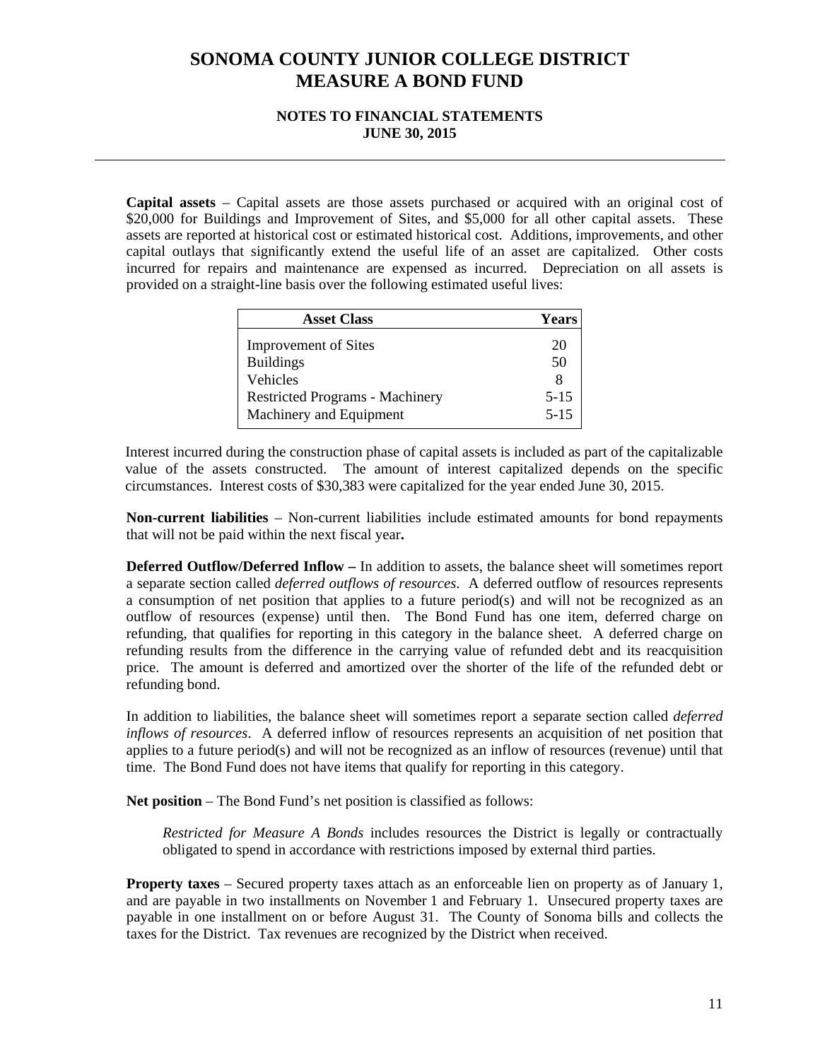**Capital assets** – Capital assets are those assets purchased or acquired with an original cost of \$20,000 for Buildings and Improvement of Sites, and \$5,000 for all other capital assets. These assets are reported at historical cost or estimated historical cost. Additions, improvements, and other capital outlays that significantly extend the useful life of an asset are capitalized. Other costs incurred for repairs and maintenance are expensed as incurred. Depreciation on all assets is provided on a straight-line basis over the following estimated useful lives:

| Asset Class | Years |
|---|---|
| Improvement of Sites | 20 |
| Buildings | 50 |
| Vehicles | 8 |
| Restricted Programs - Machinery | 5-15 |
| Machinery and Equipment | 5-15 |

Interest incurred during the construction phase of capital assets is included as part of the capitalizable value of the assets constructed. The amount of interest capitalized depends on the specific circumstances. Interest costs of \$30,383 were capitalized for the year ended June 30, 2015.

**Non-current liabilities** – Non-current liabilities include estimated amounts for bond repayments that will not be paid within the next fiscal year**.**

**Deferred Outflow/Deferred Inflow –** In addition to assets, the balance sheet will sometimes report a separate section called *deferred outflows of resources*. A deferred outflow of resources represents a consumption of net position that applies to a future period(s) and will not be recognized as an outflow of resources (expense) until then. The Bond Fund has one item, deferred charge on refunding, that qualifies for reporting in this category in the balance sheet. A deferred charge on refunding results from the difference in the carrying value of refunded debt and its reacquisition price. The amount is deferred and amortized over the shorter of the life of the refunded debt or refunding bond.

In addition to liabilities, the balance sheet will sometimes report a separate section called *deferred inflows of resources*. A deferred inflow of resources represents an acquisition of net position that applies to a future period(s) and will not be recognized as an inflow of resources (revenue) until that time. The Bond Fund does not have items that qualify for reporting in this category.

**Net position** – The Bond Fund's net position is classified as follows:

*Restricted for Measure A Bonds* includes resources the District is legally or contractually obligated to spend in accordance with restrictions imposed by external third parties.

**Property taxes** – Secured property taxes attach as an enforceable lien on property as of January 1, and are payable in two installments on November 1 and February 1. Unsecured property taxes are payable in one installment on or before August 31. The County of Sonoma bills and collects the taxes for the District. Tax revenues are recognized by the District when received.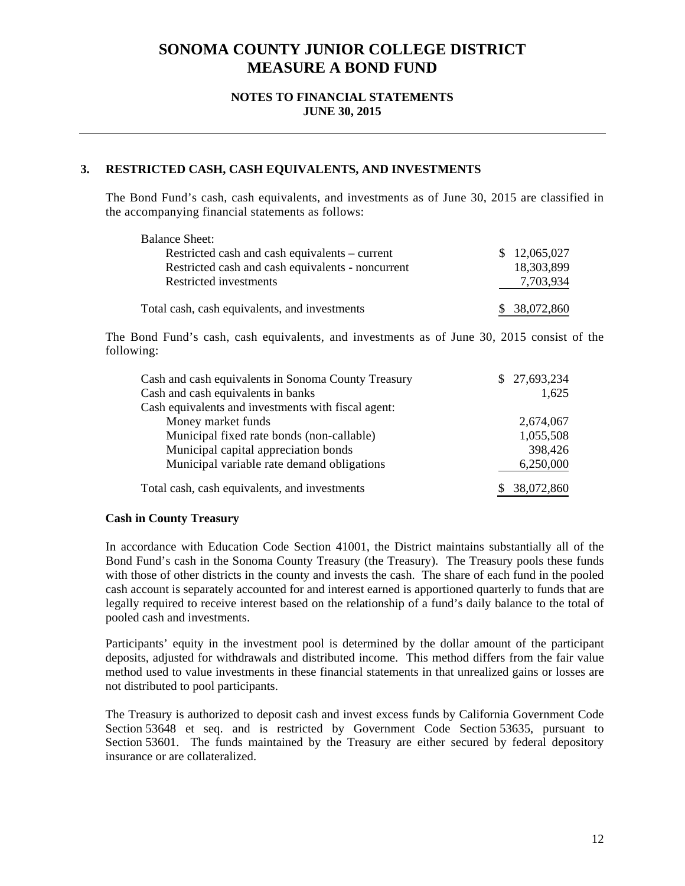# SONOMA COUNTY JUNIOR COLLEGE DISTRICT
# MEASURE A BOND FUND

**NOTES TO FINANCIAL STATEMENTS**
**JUNE 30, 2015**

## 3. RESTRICTED CASH, CASH EQUIVALENTS, AND INVESTMENTS

The Bond Fund's cash, cash equivalents, and investments as of June 30, 2015 are classified in the accompanying financial statements as follows:

| | |
|---|---|
| Balance Sheet: | |
| Restricted cash and cash equivalents – current | $ 12,065,027 |
| Restricted cash and cash equivalents - noncurrent | 18,303,899 |
| Restricted investments | 7,703,934 |
| Total cash, cash equivalents, and investments | $ 38,072,860 |

The Bond Fund's cash, cash equivalents, and investments as of June 30, 2015 consist of the following:

| | |
|---|---|
| Cash and cash equivalents in Sonoma County Treasury | $ 27,693,234 |
| Cash and cash equivalents in banks | 1,625 |
| Cash equivalents and investments with fiscal agent: | |
| Money market funds | 2,674,067 |
| Municipal fixed rate bonds (non-callable) | 1,055,508 |
| Municipal capital appreciation bonds | 398,426 |
| Municipal variable rate demand obligations | 6,250,000 |
| Total cash, cash equivalents, and investments | $ 38,072,860 |

**Cash in County Treasury**

In accordance with Education Code Section 41001, the District maintains substantially all of the Bond Fund's cash in the Sonoma County Treasury (the Treasury). The Treasury pools these funds with those of other districts in the county and invests the cash. The share of each fund in the pooled cash account is separately accounted for and interest earned is apportioned quarterly to funds that are legally required to receive interest based on the relationship of a fund's daily balance to the total of pooled cash and investments.

Participants' equity in the investment pool is determined by the dollar amount of the participant deposits, adjusted for withdrawals and distributed income. This method differs from the fair value method used to value investments in these financial statements in that unrealized gains or losses are not distributed to pool participants.

The Treasury is authorized to deposit cash and invest excess funds by California Government Code Section 53648 et seq. and is restricted by Government Code Section 53635, pursuant to Section 53601. The funds maintained by the Treasury are either secured by federal depository insurance or are collateralized.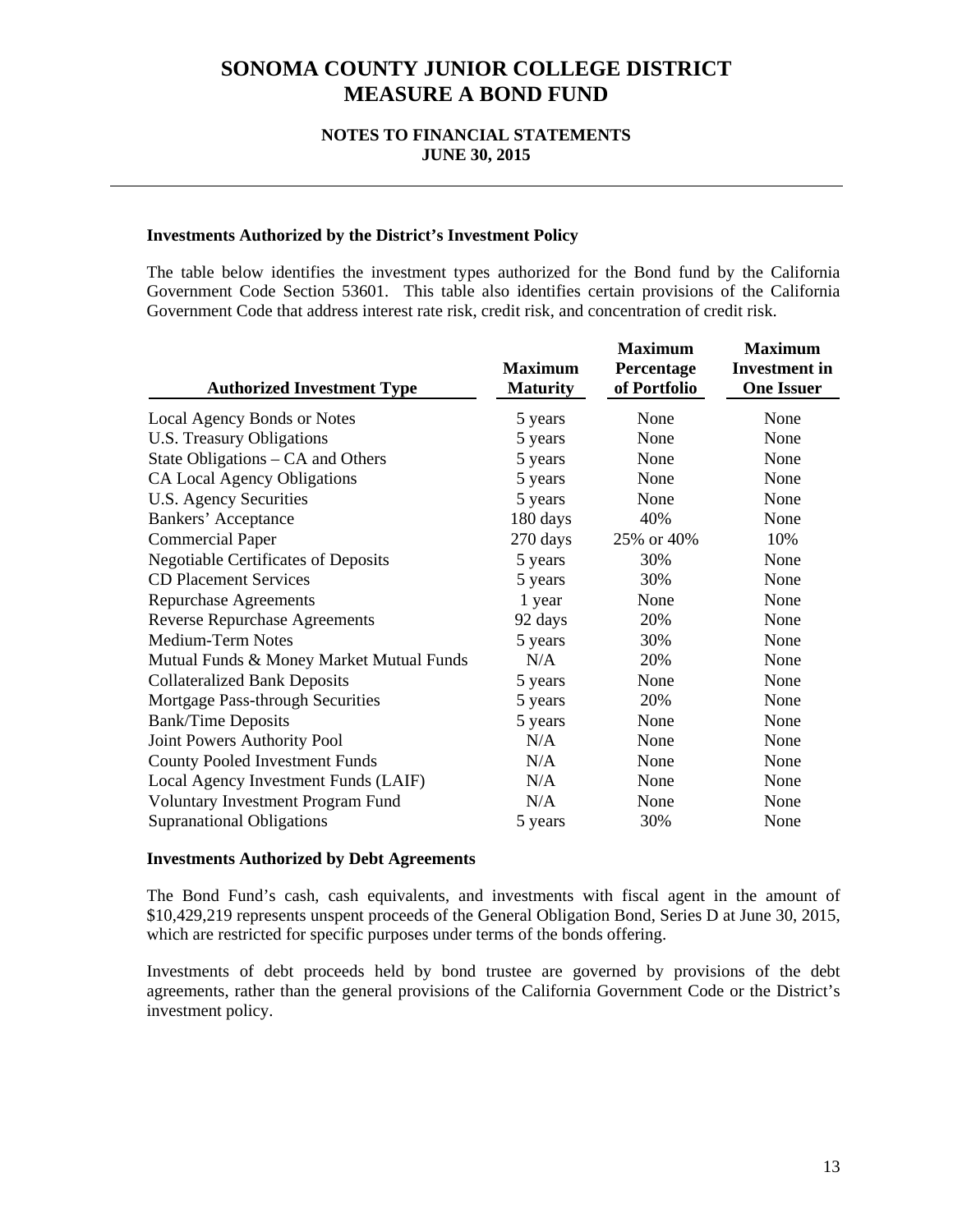### Investments Authorized by the District's Investment Policy

The table below identifies the investment types authorized for the Bond fund by the California Government Code Section 53601. This table also identifies certain provisions of the California Government Code that address interest rate risk, credit risk, and concentration of credit risk.

| Authorized Investment Type | Maximum Maturity | Maximum Percentage of Portfolio | Maximum Investment in One Issuer |
|---|---|---|---|
| Local Agency Bonds or Notes | 5 years | None | None |
| U.S. Treasury Obligations | 5 years | None | None |
| State Obligations – CA and Others | 5 years | None | None |
| CA Local Agency Obligations | 5 years | None | None |
| U.S. Agency Securities | 5 years | None | None |
| Bankers' Acceptance | 180 days | 40% | None |
| Commercial Paper | 270 days | 25% or 40% | 10% |
| Negotiable Certificates of Deposits | 5 years | 30% | None |
| CD Placement Services | 5 years | 30% | None |
| Repurchase Agreements | 1 year | None | None |
| Reverse Repurchase Agreements | 92 days | 20% | None |
| Medium-Term Notes | 5 years | 30% | None |
| Mutual Funds & Money Market Mutual Funds | N/A | 20% | None |
| Collateralized Bank Deposits | 5 years | None | None |
| Mortgage Pass-through Securities | 5 years | 20% | None |
| Bank/Time Deposits | 5 years | None | None |
| Joint Powers Authority Pool | N/A | None | None |
| County Pooled Investment Funds | N/A | None | None |
| Local Agency Investment Funds (LAIF) | N/A | None | None |
| Voluntary Investment Program Fund | N/A | None | None |
| Supranational Obligations | 5 years | 30% | None |

### Investments Authorized by Debt Agreements

The Bond Fund's cash, cash equivalents, and investments with fiscal agent in the amount of $10,429,219 represents unspent proceeds of the General Obligation Bond, Series D at June 30, 2015, which are restricted for specific purposes under terms of the bonds offering.

Investments of debt proceeds held by bond trustee are governed by provisions of the debt agreements, rather than the general provisions of the California Government Code or the District's investment policy.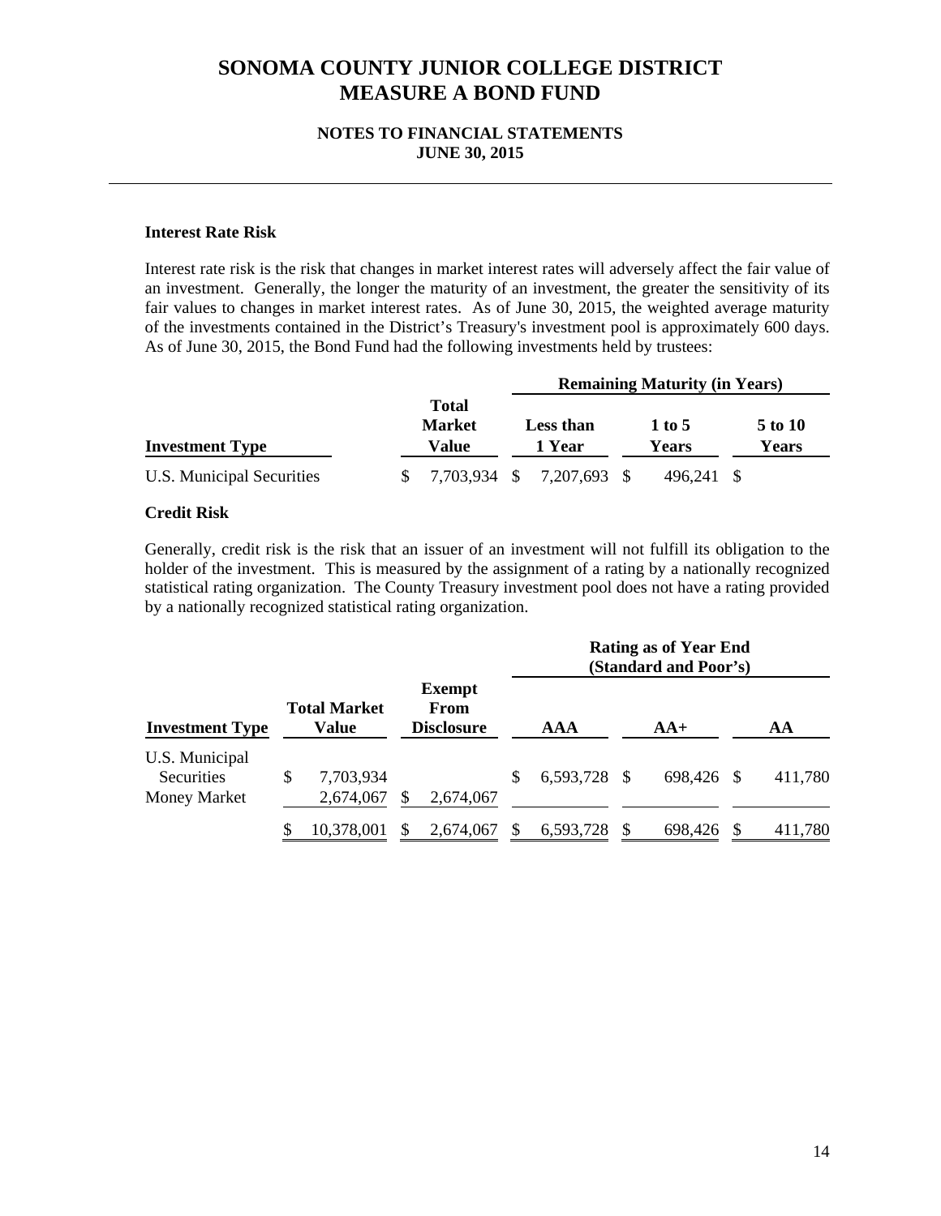**Interest Rate Risk**

Interest rate risk is the risk that changes in market interest rates will adversely affect the fair value of an investment. Generally, the longer the maturity of an investment, the greater the sensitivity of its fair values to changes in market interest rates. As of June 30, 2015, the weighted average maturity of the investments contained in the District's Treasury's investment pool is approximately 600 days. As of June 30, 2015, the Bond Fund had the following investments held by trustees:

| | | Remaining Maturity (in Years) | | |
|---|---|---|---|---|
| **Investment Type** | **Total Market Value** | **Less than 1 Year** | **1 to 5 Years** | **5 to 10 Years** |
| U.S. Municipal Securities | $ 7,703,934 | $ 7,207,693 | $ 496,241 | $ |

**Credit Risk**

Generally, credit risk is the risk that an issuer of an investment will not fulfill its obligation to the holder of the investment. This is measured by the assignment of a rating by a nationally recognized statistical rating organization. The County Treasury investment pool does not have a rating provided by a nationally recognized statistical rating organization.

| | | | Rating as of Year End (Standard and Poor's) | | |
|---|---|---|---|---|---|
| **Investment Type** | **Total Market Value** | **Exempt From Disclosure** | **AAA** | **AA+** | **AA** |
| U.S. Municipal Securities | $ 7,703,934 | | $ 6,593,728 | $ 698,426 | $ 411,780 |
| Money Market | 2,674,067 | $ 2,674,067 | | | |
| | $ 10,378,001 | $ 2,674,067 | $ 6,593,728 | $ 698,426 | $ 411,780 |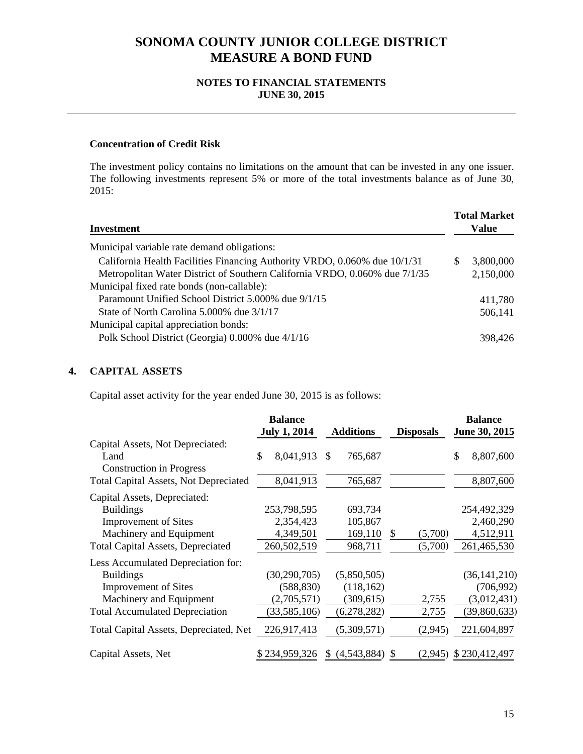# SONOMA COUNTY JUNIOR COLLEGE DISTRICT
# MEASURE A BOND FUND

## NOTES TO FINANCIAL STATEMENTS
## JUNE 30, 2015

### Concentration of Credit Risk

The investment policy contains no limitations on the amount that can be invested in any one issuer. The following investments represent 5% or more of the total investments balance as of June 30, 2015:

| Investment | Total Market Value |
|---|---|
| Municipal variable rate demand obligations: | |
| California Health Facilities Financing Authority VRDO, 0.060% due 10/1/31 | $ 3,800,000 |
| Metropolitan Water District of Southern California VRDO, 0.060% due 7/1/35 | 2,150,000 |
| Municipal fixed rate bonds (non-callable): | |
| Paramount Unified School District 5.000% due 9/1/15 | 411,780 |
| State of North Carolina 5.000% due 3/1/17 | 506,141 |
| Municipal capital appreciation bonds: | |
| Polk School District (Georgia) 0.000% due 4/1/16 | 398,426 |

## 4. CAPITAL ASSETS

Capital asset activity for the year ended June 30, 2015 is as follows:

| | Balance July 1, 2014 | Additions | Disposals | Balance June 30, 2015 |
|---|---|---|---|---|
| Capital Assets, Not Depreciated: | | | | |
| Land | $ 8,041,913 | $ 765,687 | | $ 8,807,600 |
| Construction in Progress | | | | |
| Total Capital Assets, Not Depreciated | 8,041,913 | 765,687 | | 8,807,600 |
| Capital Assets, Depreciated: | | | | |
| Buildings | 253,798,595 | 693,734 | | 254,492,329 |
| Improvement of Sites | 2,354,423 | 105,867 | | 2,460,290 |
| Machinery and Equipment | 4,349,501 | 169,110 | $ (5,700) | 4,512,911 |
| Total Capital Assets, Depreciated | 260,502,519 | 968,711 | (5,700) | 261,465,530 |
| Less Accumulated Depreciation for: | | | | |
| Buildings | (30,290,705) | (5,850,505) | | (36,141,210) |
| Improvement of Sites | (588,830) | (118,162) | | (706,992) |
| Machinery and Equipment | (2,705,571) | (309,615) | 2,755 | (3,012,431) |
| Total Accumulated Depreciation | (33,585,106) | (6,278,282) | 2,755 | (39,860,633) |
| Total Capital Assets, Depreciated, Net | 226,917,413 | (5,309,571) | (2,945) | 221,604,897 |
| Capital Assets, Net | $ 234,959,326 | $ (4,543,884) | $ (2,945) | $ 230,412,497 |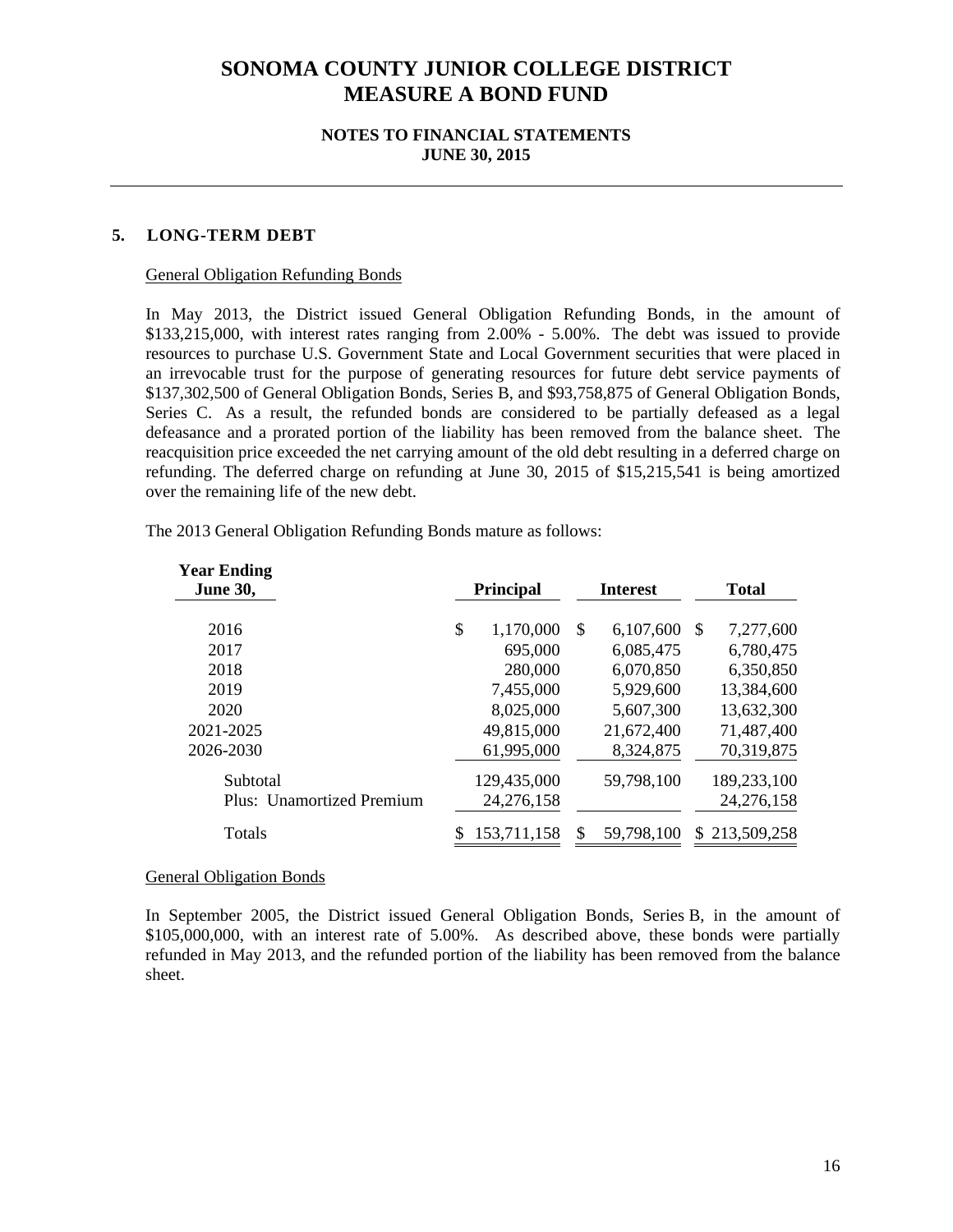# SONOMA COUNTY JUNIOR COLLEGE DISTRICT
# MEASURE A BOND FUND

### NOTES TO FINANCIAL STATEMENTS
### JUNE 30, 2015

## 5. LONG-TERM DEBT

General Obligation Refunding Bonds

In May 2013, the District issued General Obligation Refunding Bonds, in the amount of $133,215,000, with interest rates ranging from 2.00% - 5.00%. The debt was issued to provide resources to purchase U.S. Government State and Local Government securities that were placed in an irrevocable trust for the purpose of generating resources for future debt service payments of $137,302,500 of General Obligation Bonds, Series B, and $93,758,875 of General Obligation Bonds, Series C. As a result, the refunded bonds are considered to be partially defeased as a legal defeasance and a prorated portion of the liability has been removed from the balance sheet. The reacquisition price exceeded the net carrying amount of the old debt resulting in a deferred charge on refunding. The deferred charge on refunding at June 30, 2015 of $15,215,541 is being amortized over the remaining life of the new debt.

The 2013 General Obligation Refunding Bonds mature as follows:

| Year Ending June 30, | Principal | Interest | Total |
|---|---|---|---|
| 2016 | $ 1,170,000 | $ 6,107,600 | $ 7,277,600 |
| 2017 | 695,000 | 6,085,475 | 6,780,475 |
| 2018 | 280,000 | 6,070,850 | 6,350,850 |
| 2019 | 7,455,000 | 5,929,600 | 13,384,600 |
| 2020 | 8,025,000 | 5,607,300 | 13,632,300 |
| 2021-2025 | 49,815,000 | 21,672,400 | 71,487,400 |
| 2026-2030 | 61,995,000 | 8,324,875 | 70,319,875 |
| Subtotal | 129,435,000 | 59,798,100 | 189,233,100 |
| Plus: Unamortized Premium | 24,276,158 | | 24,276,158 |
| Totals | $ 153,711,158 | $ 59,798,100 | $ 213,509,258 |

General Obligation Bonds

In September 2005, the District issued General Obligation Bonds, Series B, in the amount of $105,000,000, with an interest rate of 5.00%. As described above, these bonds were partially refunded in May 2013, and the refunded portion of the liability has been removed from the balance sheet.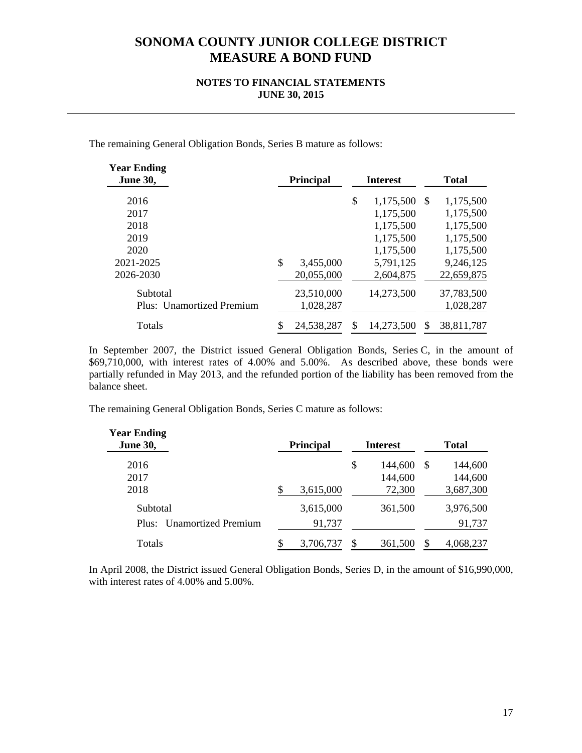# SONOMA COUNTY JUNIOR COLLEGE DISTRICT
# MEASURE A BOND FUND

### NOTES TO FINANCIAL STATEMENTS
### JUNE 30, 2015

The remaining General Obligation Bonds, Series B mature as follows:

| Year Ending June 30, | Principal | Interest | Total |
|---|---|---|---|
| 2016 | | $ 1,175,500 | $ 1,175,500 |
| 2017 | | 1,175,500 | 1,175,500 |
| 2018 | | 1,175,500 | 1,175,500 |
| 2019 | | 1,175,500 | 1,175,500 |
| 2020 | | 1,175,500 | 1,175,500 |
| 2021-2025 | $ 3,455,000 | 5,791,125 | 9,246,125 |
| 2026-2030 | 20,055,000 | 2,604,875 | 22,659,875 |
| Subtotal | 23,510,000 | 14,273,500 | 37,783,500 |
| Plus: Unamortized Premium | 1,028,287 | | 1,028,287 |
| Totals | $ 24,538,287 | $ 14,273,500 | $ 38,811,787 |

In September 2007, the District issued General Obligation Bonds, Series C, in the amount of $69,710,000, with interest rates of 4.00% and 5.00%. As described above, these bonds were partially refunded in May 2013, and the refunded portion of the liability has been removed from the balance sheet.

The remaining General Obligation Bonds, Series C mature as follows:

| Year Ending June 30, | Principal | Interest | Total |
|---|---|---|---|
| 2016 | | $ 144,600 | $ 144,600 |
| 2017 | | 144,600 | 144,600 |
| 2018 | $ 3,615,000 | 72,300 | 3,687,300 |
| Subtotal | 3,615,000 | 361,500 | 3,976,500 |
| Plus: Unamortized Premium | 91,737 | | 91,737 |
| Totals | $ 3,706,737 | $ 361,500 | $ 4,068,237 |

In April 2008, the District issued General Obligation Bonds, Series D, in the amount of $16,990,000, with interest rates of 4.00% and 5.00%.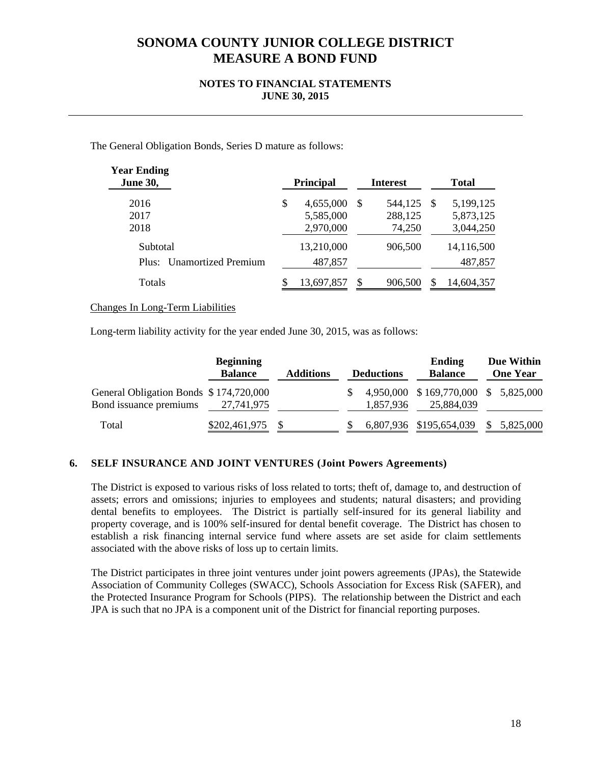# SONOMA COUNTY JUNIOR COLLEGE DISTRICT
# MEASURE A BOND FUND

### NOTES TO FINANCIAL STATEMENTS
### JUNE 30, 2015

The General Obligation Bonds, Series D mature as follows:

| Year Ending June 30, | Principal | Interest | Total |
|---|---|---|---|
| 2016 | $ 4,655,000 | $ 544,125 | $ 5,199,125 |
| 2017 | 5,585,000 | 288,125 | 5,873,125 |
| 2018 | 2,970,000 | 74,250 | 3,044,250 |
| Subtotal | 13,210,000 | 906,500 | 14,116,500 |
| Plus: Unamortized Premium | 487,857 | | 487,857 |
| Totals | $ 13,697,857 | $ 906,500 | $ 14,604,357 |

Changes In Long-Term Liabilities

Long-term liability activity for the year ended June 30, 2015, was as follows:

| | Beginning Balance | Additions | Deductions | Ending Balance | Due Within One Year |
|---|---|---|---|---|---|
| General Obligation Bonds | $ 174,720,000 | | $ 4,950,000 | $ 169,770,000 | $ 5,825,000 |
| Bond issuance premiums | 27,741,975 | | 1,857,936 | 25,884,039 | |
| Total | $202,461,975 | $ | $ 6,807,936 | $195,654,039 | $ 5,825,000 |

## 6. SELF INSURANCE AND JOINT VENTURES (Joint Powers Agreements)

The District is exposed to various risks of loss related to torts; theft of, damage to, and destruction of assets; errors and omissions; injuries to employees and students; natural disasters; and providing dental benefits to employees. The District is partially self-insured for its general liability and property coverage, and is 100% self-insured for dental benefit coverage. The District has chosen to establish a risk financing internal service fund where assets are set aside for claim settlements associated with the above risks of loss up to certain limits.

The District participates in three joint ventures under joint powers agreements (JPAs), the Statewide Association of Community Colleges (SWACC), Schools Association for Excess Risk (SAFER), and the Protected Insurance Program for Schools (PIPS). The relationship between the District and each JPA is such that no JPA is a component unit of the District for financial reporting purposes.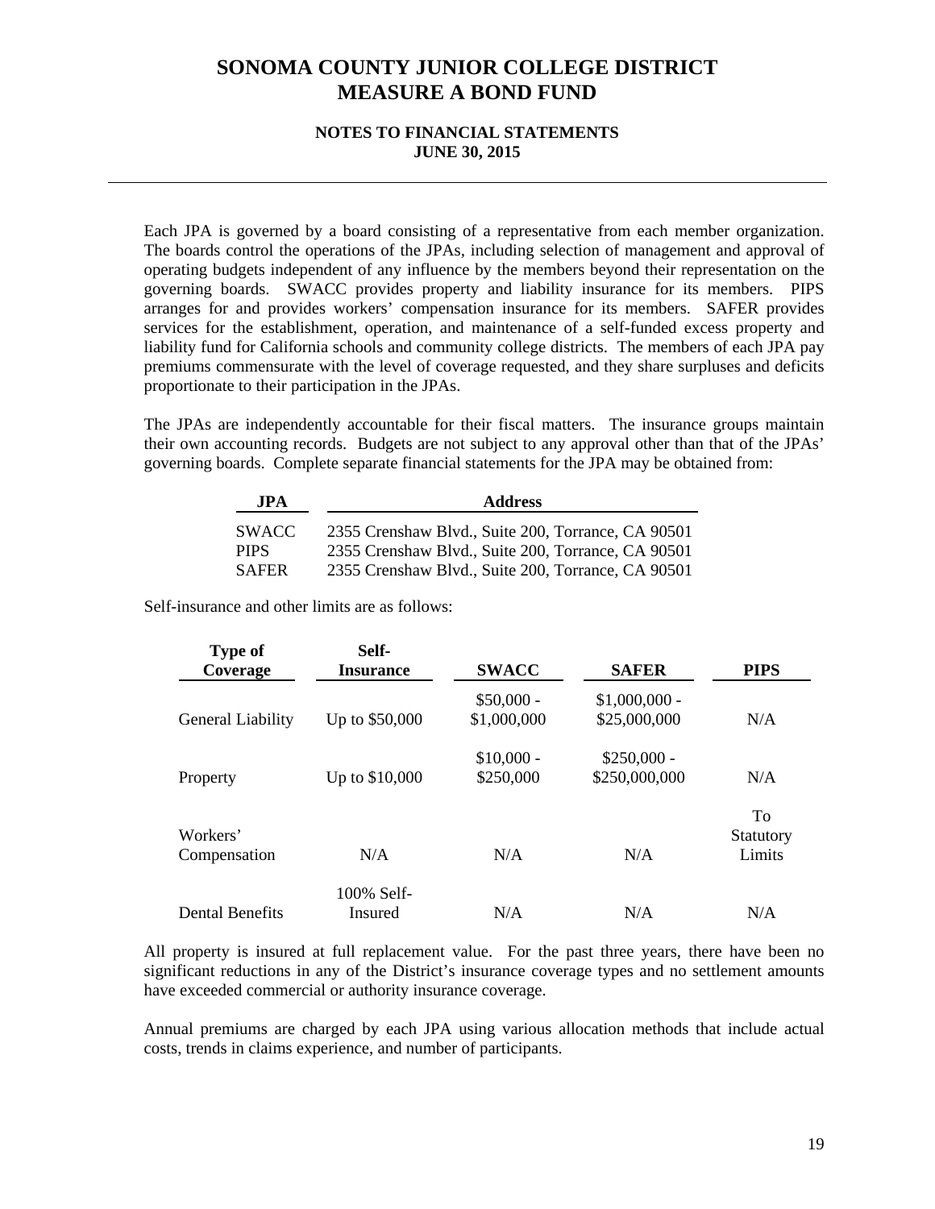# SONOMA COUNTY JUNIOR COLLEGE DISTRICT
# MEASURE A BOND FUND

### NOTES TO FINANCIAL STATEMENTS
### JUNE 30, 2015

Each JPA is governed by a board consisting of a representative from each member organization. The boards control the operations of the JPAs, including selection of management and approval of operating budgets independent of any influence by the members beyond their representation on the governing boards. SWACC provides property and liability insurance for its members. PIPS arranges for and provides workers' compensation insurance for its members. SAFER provides services for the establishment, operation, and maintenance of a self-funded excess property and liability fund for California schools and community college districts. The members of each JPA pay premiums commensurate with the level of coverage requested, and they share surpluses and deficits proportionate to their participation in the JPAs.

The JPAs are independently accountable for their fiscal matters. The insurance groups maintain their own accounting records. Budgets are not subject to any approval other than that of the JPAs' governing boards. Complete separate financial statements for the JPA may be obtained from:

| JPA | Address |
|---|---|
| SWACC | 2355 Crenshaw Blvd., Suite 200, Torrance, CA 90501 |
| PIPS | 2355 Crenshaw Blvd., Suite 200, Torrance, CA 90501 |
| SAFER | 2355 Crenshaw Blvd., Suite 200, Torrance, CA 90501 |

Self-insurance and other limits are as follows:

| Type of Coverage | Self-Insurance | SWACC | SAFER | PIPS |
|---|---|---|---|---|
| General Liability | Up to $50,000 | $50,000 - $1,000,000 | $1,000,000 - $25,000,000 | N/A |
| Property | Up to $10,000 | $10,000 - $250,000 | $250,000 - $250,000,000 | N/A |
| Workers' Compensation | N/A | N/A | N/A | To Statutory Limits |
| Dental Benefits | 100% Self-Insured | N/A | N/A | N/A |

All property is insured at full replacement value. For the past three years, there have been no significant reductions in any of the District's insurance coverage types and no settlement amounts have exceeded commercial or authority insurance coverage.

Annual premiums are charged by each JPA using various allocation methods that include actual costs, trends in claims experience, and number of participants.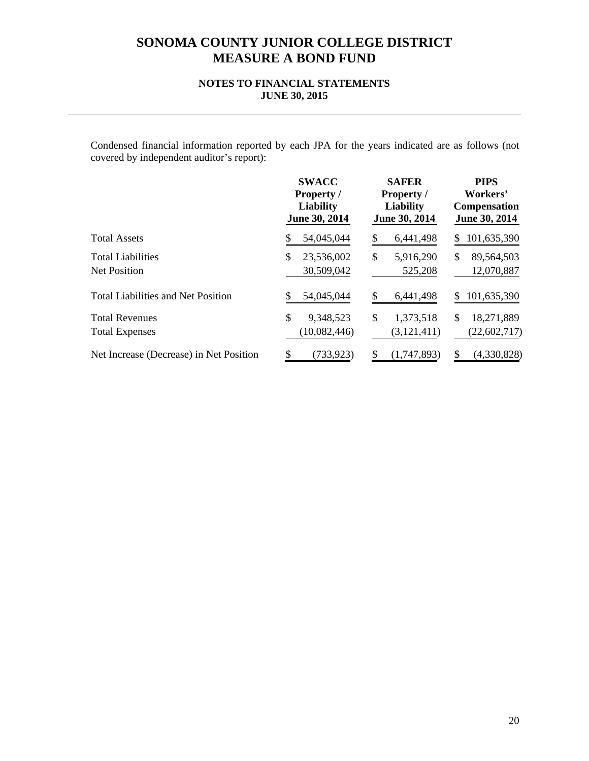# SONOMA COUNTY JUNIOR COLLEGE DISTRICT
# MEASURE A BOND FUND

### NOTES TO FINANCIAL STATEMENTS
### JUNE 30, 2015

Condensed financial information reported by each JPA for the years indicated are as follows (not covered by independent auditor's report):

| | SWACC Property / Liability June 30, 2014 | SAFER Property / Liability June 30, 2014 | PIPS Workers' Compensation June 30, 2014 |
|---|---|---|---|
| Total Assets | $ 54,045,044 | $ 6,441,498 | $ 101,635,390 |
| Total Liabilities | $ 23,536,002 | $ 5,916,290 | $ 89,564,503 |
| Net Position | 30,509,042 | 525,208 | 12,070,887 |
| Total Liabilities and Net Position | $ 54,045,044 | $ 6,441,498 | $ 101,635,390 |
| Total Revenues | $ 9,348,523 | $ 1,373,518 | $ 18,271,889 |
| Total Expenses | (10,082,446) | (3,121,411) | (22,602,717) |
| Net Increase (Decrease) in Net Position | $ (733,923) | $ (1,747,893) | $ (4,330,828) |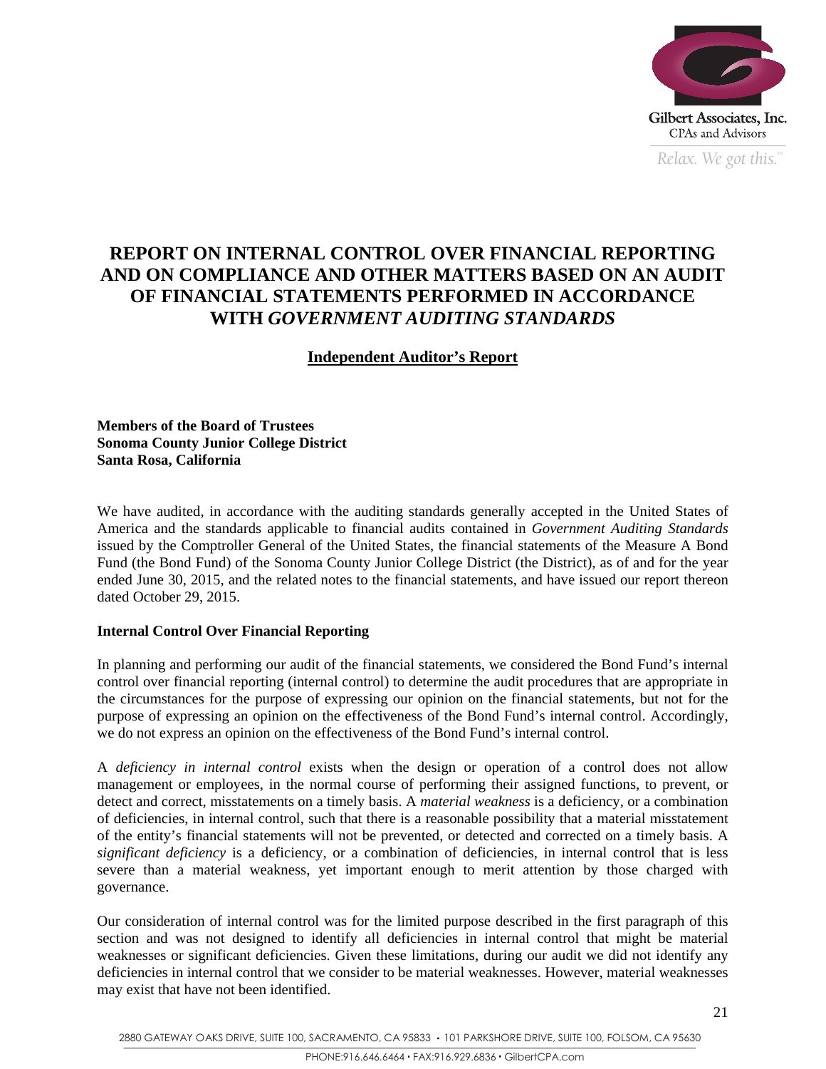# REPORT ON INTERNAL CONTROL OVER FINANCIAL REPORTING AND ON COMPLIANCE AND OTHER MATTERS BASED ON AN AUDIT OF FINANCIAL STATEMENTS PERFORMED IN ACCORDANCE WITH *GOVERNMENT AUDITING STANDARDS*

## Independent Auditor's Report

**Members of the Board of Trustees**
**Sonoma County Junior College District**
**Santa Rosa, California**

We have audited, in accordance with the auditing standards generally accepted in the United States of America and the standards applicable to financial audits contained in *Government Auditing Standards* issued by the Comptroller General of the United States, the financial statements of the Measure A Bond Fund (the Bond Fund) of the Sonoma County Junior College District (the District), as of and for the year ended June 30, 2015, and the related notes to the financial statements, and have issued our report thereon dated October 29, 2015.

### Internal Control Over Financial Reporting

In planning and performing our audit of the financial statements, we considered the Bond Fund's internal control over financial reporting (internal control) to determine the audit procedures that are appropriate in the circumstances for the purpose of expressing our opinion on the financial statements, but not for the purpose of expressing an opinion on the effectiveness of the Bond Fund's internal control. Accordingly, we do not express an opinion on the effectiveness of the Bond Fund's internal control.

A *deficiency in internal control* exists when the design or operation of a control does not allow management or employees, in the normal course of performing their assigned functions, to prevent, or detect and correct, misstatements on a timely basis. A *material weakness* is a deficiency, or a combination of deficiencies, in internal control, such that there is a reasonable possibility that a material misstatement of the entity's financial statements will not be prevented, or detected and corrected on a timely basis. A *significant deficiency* is a deficiency, or a combination of deficiencies, in internal control that is less severe than a material weakness, yet important enough to merit attention by those charged with governance.

Our consideration of internal control was for the limited purpose described in the first paragraph of this section and was not designed to identify all deficiencies in internal control that might be material weaknesses or significant deficiencies. Given these limitations, during our audit we did not identify any deficiencies in internal control that we consider to be material weaknesses. However, material weaknesses may exist that have not been identified.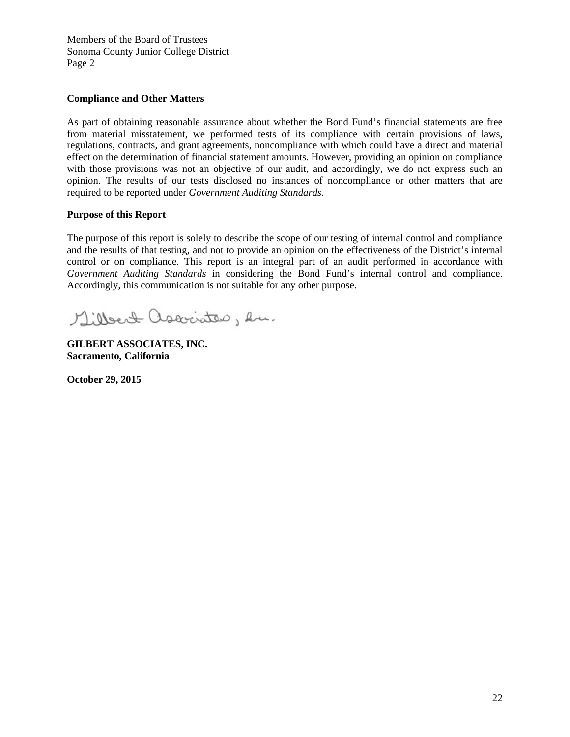Members of the Board of Trustees
Sonoma County Junior College District
Page 2

**Compliance and Other Matters**

As part of obtaining reasonable assurance about whether the Bond Fund's financial statements are free from material misstatement, we performed tests of its compliance with certain provisions of laws, regulations, contracts, and grant agreements, noncompliance with which could have a direct and material effect on the determination of financial statement amounts. However, providing an opinion on compliance with those provisions was not an objective of our audit, and accordingly, we do not express such an opinion. The results of our tests disclosed no instances of noncompliance or other matters that are required to be reported under *Government Auditing Standards*.

**Purpose of this Report**

The purpose of this report is solely to describe the scope of our testing of internal control and compliance and the results of that testing, and not to provide an opinion on the effectiveness of the District's internal control or on compliance. This report is an integral part of an audit performed in accordance with *Government Auditing Standards* in considering the Bond Fund's internal control and compliance. Accordingly, this communication is not suitable for any other purpose.

Gilbert Associates, Inc.

**GILBERT ASSOCIATES, INC.**
**Sacramento, California**

**October 29, 2015**